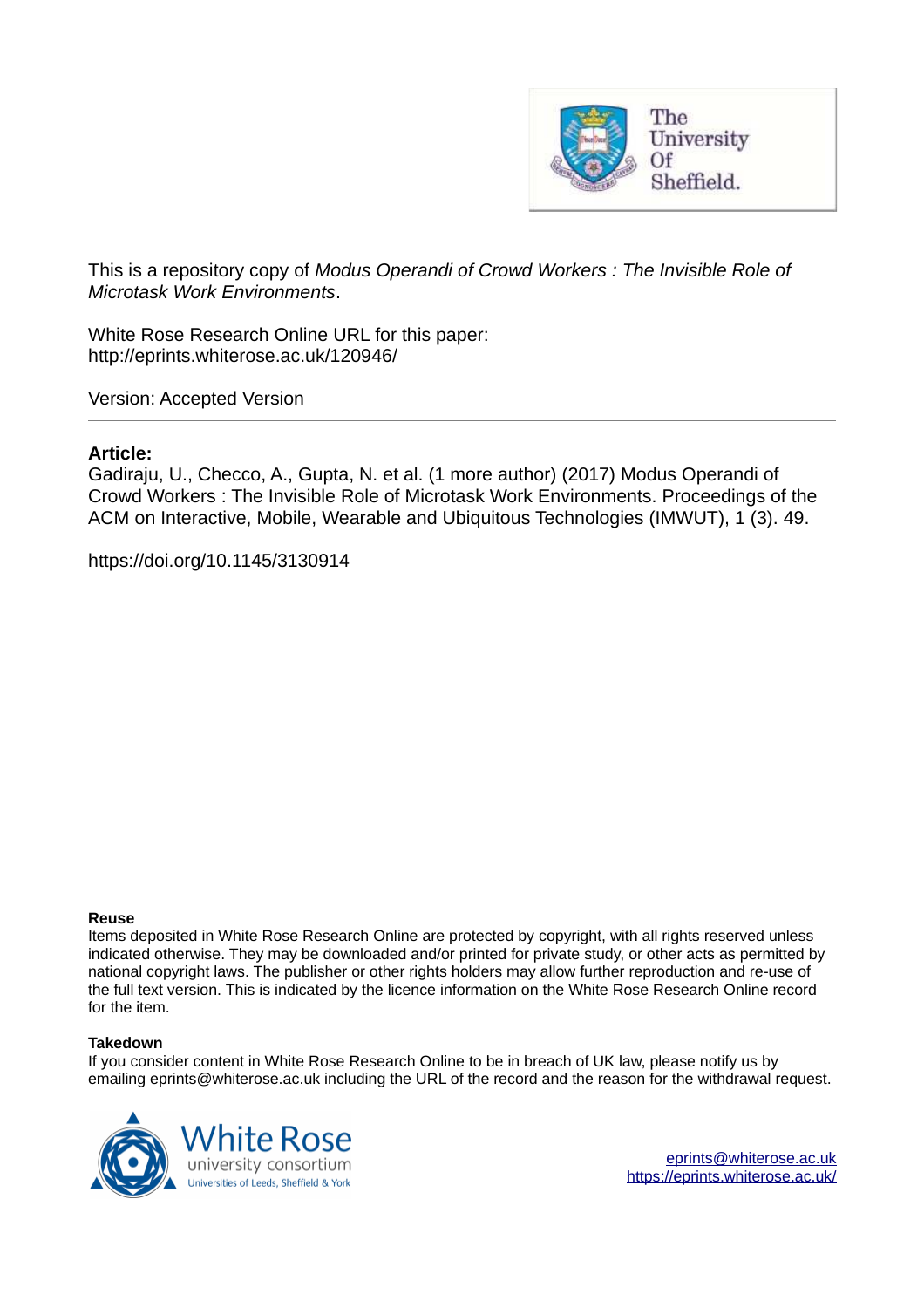This is a repository copy of *Modus Operandi of Crowd Workers : The Invisible Role of Microtask Work Environments*.

White Rose Research Online URL for this paper:
http://eprints.whiterose.ac.uk/120946/

Version: Accepted Version

---

**Article:**

Gadiraju, U., Checco, A., Gupta, N. et al. (1 more author) (2017) Modus Operandi of Crowd Workers : The Invisible Role of Microtask Work Environments. Proceedings of the ACM on Interactive, Mobile, Wearable and Ubiquitous Technologies (IMWUT), 1 (3). 49.

https://doi.org/10.1145/3130914

---

**Reuse**

Items deposited in White Rose Research Online are protected by copyright, with all rights reserved unless indicated otherwise. They may be downloaded and/or printed for private study, or other acts as permitted by national copyright laws. The publisher or other rights holders may allow further reproduction and re-use of the full text version. This is indicated by the licence information on the White Rose Research Online record for the item.

**Takedown**

If you consider content in White Rose Research Online to be in breach of UK law, please notify us by emailing eprints@whiterose.ac.uk including the URL of the record and the reason for the withdrawal request.

eprints@whiterose.ac.uk
https://eprints.whiterose.ac.uk/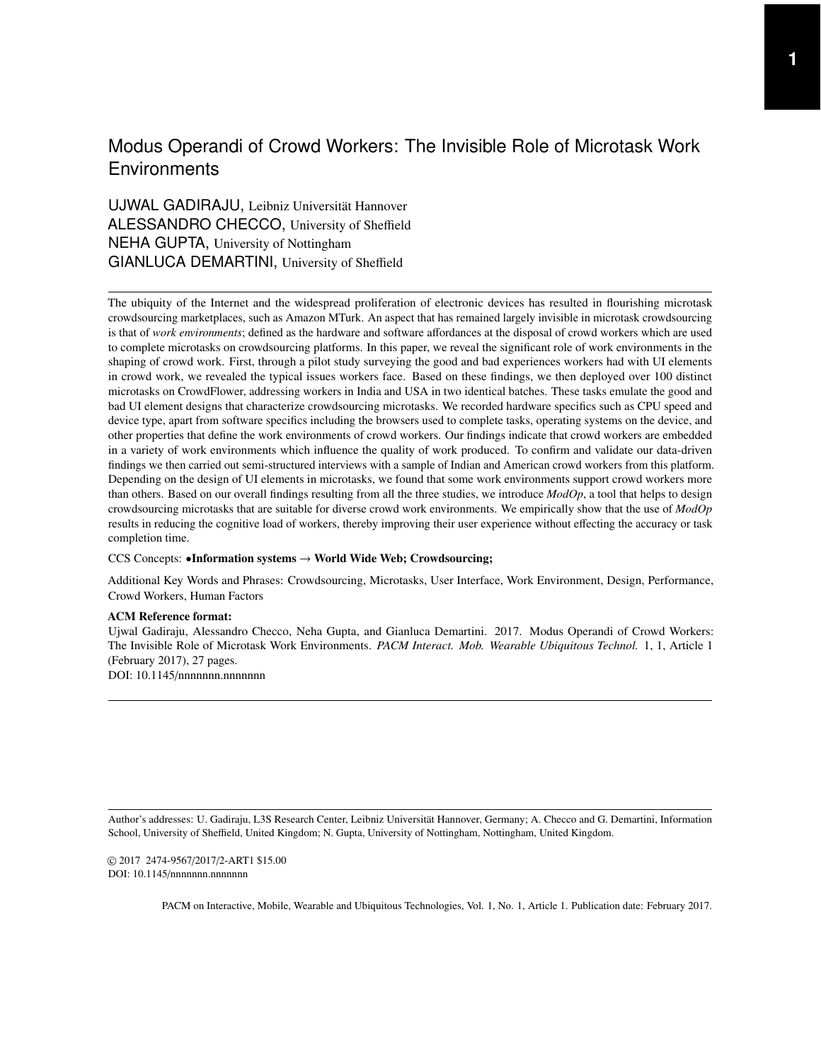# Modus Operandi of Crowd Workers: The Invisible Role of Microtask Work Environments

UJWAL GADIRAJU, Leibniz Universität Hannover
ALESSANDRO CHECCO, University of Sheffield
NEHA GUPTA, University of Nottingham
GIANLUCA DEMARTINI, University of Sheffield

The ubiquity of the Internet and the widespread proliferation of electronic devices has resulted in flourishing microtask crowdsourcing marketplaces, such as Amazon MTurk. An aspect that has remained largely invisible in microtask crowdsourcing is that of *work environments*; defined as the hardware and software affordances at the disposal of crowd workers which are used to complete microtasks on crowdsourcing platforms. In this paper, we reveal the significant role of work environments in the shaping of crowd work. First, through a pilot study surveying the good and bad experiences workers had with UI elements in crowd work, we revealed the typical issues workers face. Based on these findings, we then deployed over 100 distinct microtasks on CrowdFlower, addressing workers in India and USA in two identical batches. These tasks emulate the good and bad UI element designs that characterize crowdsourcing microtasks. We recorded hardware specifics such as CPU speed and device type, apart from software specifics including the browsers used to complete tasks, operating systems on the device, and other properties that define the work environments of crowd workers. Our findings indicate that crowd workers are embedded in a variety of work environments which influence the quality of work produced. To confirm and validate our data-driven findings we then carried out semi-structured interviews with a sample of Indian and American crowd workers from this platform. Depending on the design of UI elements in microtasks, we found that some work environments support crowd workers more than others. Based on our overall findings resulting from all the three studies, we introduce *ModOp*, a tool that helps to design crowdsourcing microtasks that are suitable for diverse crowd work environments. We empirically show that the use of *ModOp* results in reducing the cognitive load of workers, thereby improving their user experience without effecting the accuracy or task completion time.

CCS Concepts: •**Information systems → World Wide Web; Crowdsourcing;**

Additional Key Words and Phrases: Crowdsourcing, Microtasks, User Interface, Work Environment, Design, Performance, Crowd Workers, Human Factors

**ACM Reference format:**
Ujwal Gadiraju, Alessandro Checco, Neha Gupta, and Gianluca Demartini. 2017. Modus Operandi of Crowd Workers: The Invisible Role of Microtask Work Environments. *PACM Interact. Mob. Wearable Ubiquitous Technol.* 1, 1, Article 1 (February 2017), 27 pages.
DOI: 10.1145/nnnnnnn.nnnnnnn

Author's addresses: U. Gadiraju, L3S Research Center, Leibniz Universität Hannover, Germany; A. Checco and G. Demartini, Information School, University of Sheffield, United Kingdom; N. Gupta, University of Nottingham, Nottingham, United Kingdom.

© 2017 2474-9567/2017/2-ART1 $15.00
DOI: 10.1145/nnnnnnn.nnnnnnn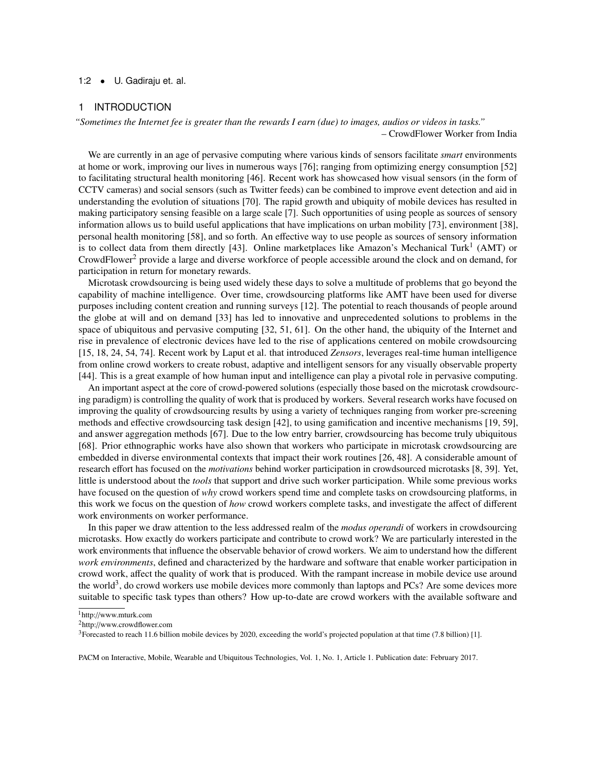## 1 INTRODUCTION

*"Sometimes the Internet fee is greater than the rewards I earn (due) to images, audios or videos in tasks."*
– CrowdFlower Worker from India

We are currently in an age of pervasive computing where various kinds of sensors facilitate *smart* environments at home or work, improving our lives in numerous ways [76]; ranging from optimizing energy consumption [52] to facilitating structural health monitoring [46]. Recent work has showcased how visual sensors (in the form of CCTV cameras) and social sensors (such as Twitter feeds) can be combined to improve event detection and aid in understanding the evolution of situations [70]. The rapid growth and ubiquity of mobile devices has resulted in making participatory sensing feasible on a large scale [7]. Such opportunities of using people as sources of sensory information allows us to build useful applications that have implications on urban mobility [73], environment [38], personal health monitoring [58], and so forth. An effective way to use people as sources of sensory information is to collect data from them directly [43]. Online marketplaces like Amazon's Mechanical Turk[1] (AMT) or CrowdFlower[2] provide a large and diverse workforce of people accessible around the clock and on demand, for participation in return for monetary rewards.

Microtask crowdsourcing is being used widely these days to solve a multitude of problems that go beyond the capability of machine intelligence. Over time, crowdsourcing platforms like AMT have been used for diverse purposes including content creation and running surveys [12]. The potential to reach thousands of people around the globe at will and on demand [33] has led to innovative and unprecedented solutions to problems in the space of ubiquitous and pervasive computing [32, 51, 61]. On the other hand, the ubiquity of the Internet and rise in prevalence of electronic devices have led to the rise of applications centered on mobile crowdsourcing [15, 18, 24, 54, 74]. Recent work by Laput et al. that introduced *Zensors*, leverages real-time human intelligence from online crowd workers to create robust, adaptive and intelligent sensors for any visually observable property [44]. This is a great example of how human input and intelligence can play a pivotal role in pervasive computing.

An important aspect at the core of crowd-powered solutions (especially those based on the microtask crowdsourcing paradigm) is controlling the quality of work that is produced by workers. Several research works have focused on improving the quality of crowdsourcing results by using a variety of techniques ranging from worker pre-screening methods and effective crowdsourcing task design [42], to using gamification and incentive mechanisms [19, 59], and answer aggregation methods [67]. Due to the low entry barrier, crowdsourcing has become truly ubiquitous [68]. Prior ethnographic works have also shown that workers who participate in microtask crowdsourcing are embedded in diverse environmental contexts that impact their work routines [26, 48]. A considerable amount of research effort has focused on the *motivations* behind worker participation in crowdsourced microtasks [8, 39]. Yet, little is understood about the *tools* that support and drive such worker participation. While some previous works have focused on the question of *why* crowd workers spend time and complete tasks on crowdsourcing platforms, in this work we focus on the question of *how* crowd workers complete tasks, and investigate the affect of different work environments on worker performance.

In this paper we draw attention to the less addressed realm of the *modus operandi* of workers in crowdsourcing microtasks. How exactly do workers participate and contribute to crowd work? We are particularly interested in the work environments that influence the observable behavior of crowd workers. We aim to understand how the different *work environments*, defined and characterized by the hardware and software that enable worker participation in crowd work, affect the quality of work that is produced. With the rampant increase in mobile device use around the world[3], do crowd workers use mobile devices more commonly than laptops and PCs? Are some devices more suitable to specific task types than others? How up-to-date are crowd workers with the available software and

[1] http://www.mturk.com
[2] http://www.crowdflower.com
[3] Forecasted to reach 11.6 billion mobile devices by 2020, exceeding the world's projected population at that time (7.8 billion) [1].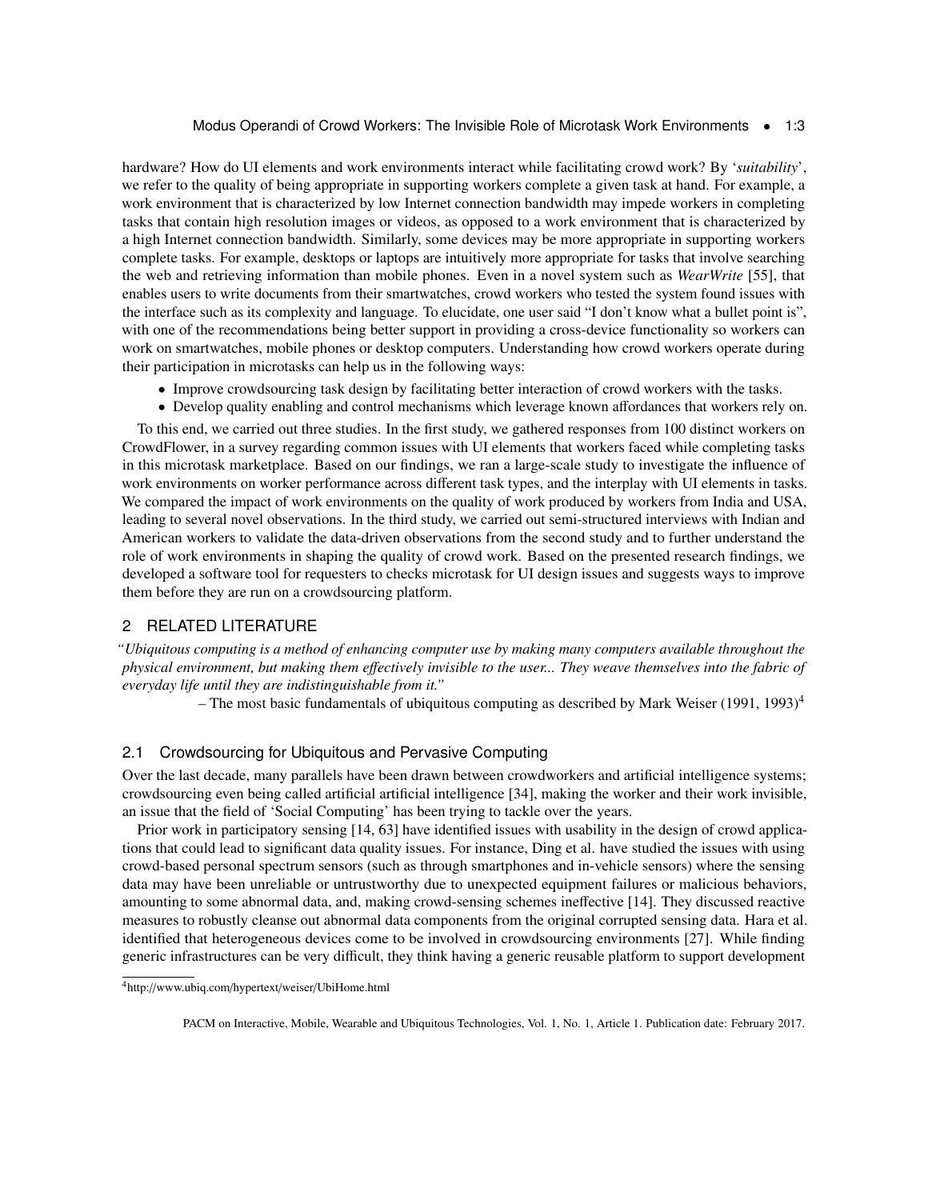hardware? How do UI elements and work environments interact while facilitating crowd work? By '*suitability*', we refer to the quality of being appropriate in supporting workers complete a given task at hand. For example, a work environment that is characterized by low Internet connection bandwidth may impede workers in completing tasks that contain high resolution images or videos, as opposed to a work environment that is characterized by a high Internet connection bandwidth. Similarly, some devices may be more appropriate in supporting workers complete tasks. For example, desktops or laptops are intuitively more appropriate for tasks that involve searching the web and retrieving information than mobile phones. Even in a novel system such as *WearWrite* [55], that enables users to write documents from their smartwatches, crowd workers who tested the system found issues with the interface such as its complexity and language. To elucidate, one user said "I don't know what a bullet point is", with one of the recommendations being better support in providing a cross-device functionality so workers can work on smartwatches, mobile phones or desktop computers. Understanding how crowd workers operate during their participation in microtasks can help us in the following ways:

- Improve crowdsourcing task design by facilitating better interaction of crowd workers with the tasks.
- Develop quality enabling and control mechanisms which leverage known affordances that workers rely on.

To this end, we carried out three studies. In the first study, we gathered responses from 100 distinct workers on CrowdFlower, in a survey regarding common issues with UI elements that workers faced while completing tasks in this microtask marketplace. Based on our findings, we ran a large-scale study to investigate the influence of work environments on worker performance across different task types, and the interplay with UI elements in tasks. We compared the impact of work environments on the quality of work produced by workers from India and USA, leading to several novel observations. In the third study, we carried out semi-structured interviews with Indian and American workers to validate the data-driven observations from the second study and to further understand the role of work environments in shaping the quality of crowd work. Based on the presented research findings, we developed a software tool for requesters to checks microtask for UI design issues and suggests ways to improve them before they are run on a crowdsourcing platform.

## 2 RELATED LITERATURE

*"Ubiquitous computing is a method of enhancing computer use by making many computers available throughout the physical environment, but making them effectively invisible to the user... They weave themselves into the fabric of everyday life until they are indistinguishable from it."*

– The most basic fundamentals of ubiquitous computing as described by Mark Weiser (1991, 1993)[4]

### 2.1 Crowdsourcing for Ubiquitous and Pervasive Computing

Over the last decade, many parallels have been drawn between crowdworkers and artificial intelligence systems; crowdsourcing even being called artificial artificial intelligence [34], making the worker and their work invisible, an issue that the field of 'Social Computing' has been trying to tackle over the years.

Prior work in participatory sensing [14, 63] have identified issues with usability in the design of crowd applications that could lead to significant data quality issues. For instance, Ding et al. have studied the issues with using crowd-based personal spectrum sensors (such as through smartphones and in-vehicle sensors) where the sensing data may have been unreliable or untrustworthy due to unexpected equipment failures or malicious behaviors, amounting to some abnormal data, and, making crowd-sensing schemes ineffective [14]. They discussed reactive measures to robustly cleanse out abnormal data components from the original corrupted sensing data. Hara et al. identified that heterogeneous devices come to be involved in crowdsourcing environments [27]. While finding generic infrastructures can be very difficult, they think having a generic reusable platform to support development

[4]http://www.ubiq.com/hypertext/weiser/UbiHome.html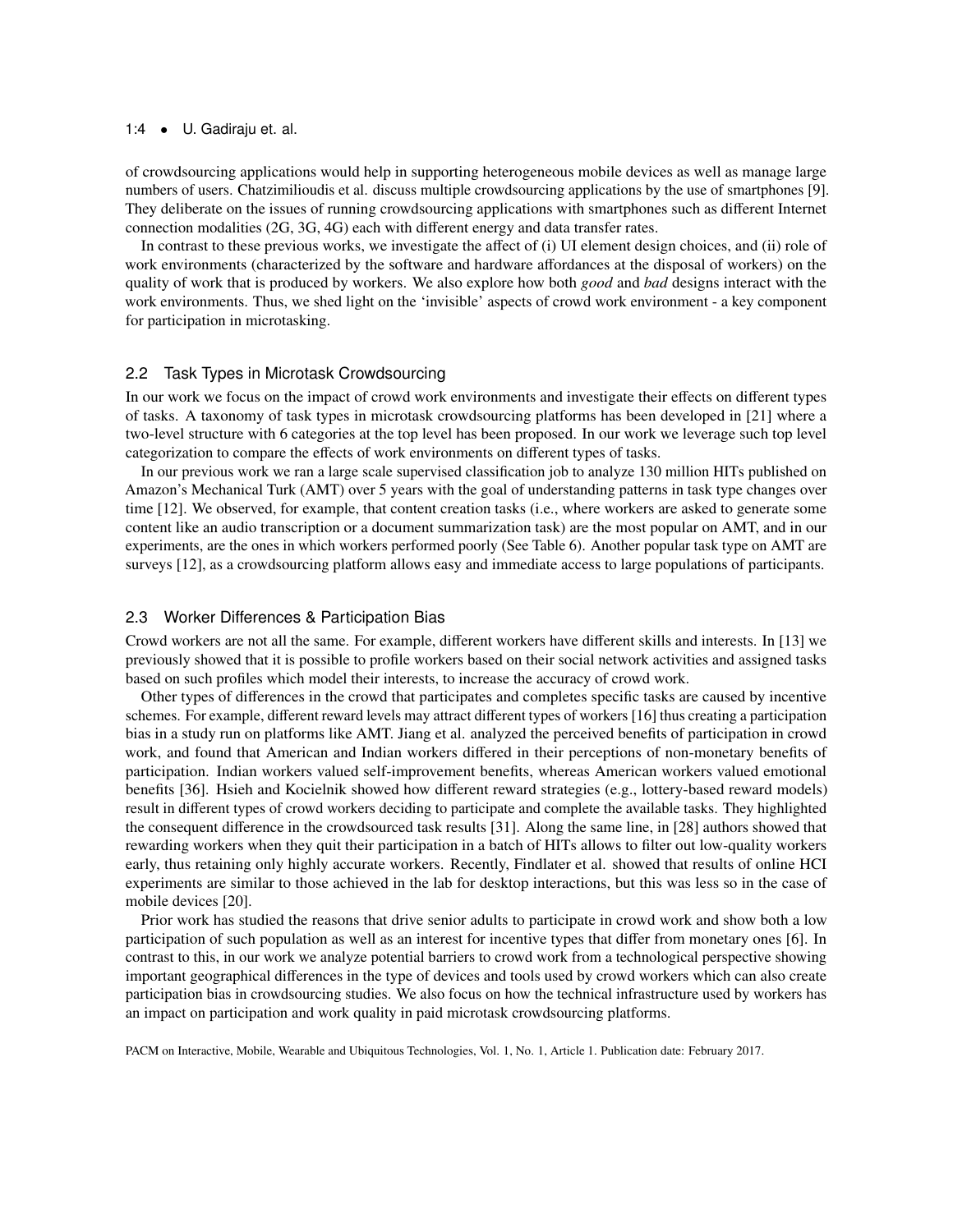of crowdsourcing applications would help in supporting heterogeneous mobile devices as well as manage large numbers of users. Chatzimilioudis et al. discuss multiple crowdsourcing applications by the use of smartphones [9]. They deliberate on the issues of running crowdsourcing applications with smartphones such as different Internet connection modalities (2G, 3G, 4G) each with different energy and data transfer rates.

In contrast to these previous works, we investigate the affect of (i) UI element design choices, and (ii) role of work environments (characterized by the software and hardware affordances at the disposal of workers) on the quality of work that is produced by workers. We also explore how both *good* and *bad* designs interact with the work environments. Thus, we shed light on the 'invisible' aspects of crowd work environment - a key component for participation in microtasking.

## 2.2 Task Types in Microtask Crowdsourcing

In our work we focus on the impact of crowd work environments and investigate their effects on different types of tasks. A taxonomy of task types in microtask crowdsourcing platforms has been developed in [21] where a two-level structure with 6 categories at the top level has been proposed. In our work we leverage such top level categorization to compare the effects of work environments on different types of tasks.

In our previous work we ran a large scale supervised classification job to analyze 130 million HITs published on Amazon's Mechanical Turk (AMT) over 5 years with the goal of understanding patterns in task type changes over time [12]. We observed, for example, that content creation tasks (i.e., where workers are asked to generate some content like an audio transcription or a document summarization task) are the most popular on AMT, and in our experiments, are the ones in which workers performed poorly (See Table 6). Another popular task type on AMT are surveys [12], as a crowdsourcing platform allows easy and immediate access to large populations of participants.

## 2.3 Worker Differences & Participation Bias

Crowd workers are not all the same. For example, different workers have different skills and interests. In [13] we previously showed that it is possible to profile workers based on their social network activities and assigned tasks based on such profiles which model their interests, to increase the accuracy of crowd work.

Other types of differences in the crowd that participates and completes specific tasks are caused by incentive schemes. For example, different reward levels may attract different types of workers [16] thus creating a participation bias in a study run on platforms like AMT. Jiang et al. analyzed the perceived benefits of participation in crowd work, and found that American and Indian workers differed in their perceptions of non-monetary benefits of participation. Indian workers valued self-improvement benefits, whereas American workers valued emotional benefits [36]. Hsieh and Kocielnik showed how different reward strategies (e.g., lottery-based reward models) result in different types of crowd workers deciding to participate and complete the available tasks. They highlighted the consequent difference in the crowdsourced task results [31]. Along the same line, in [28] authors showed that rewarding workers when they quit their participation in a batch of HITs allows to filter out low-quality workers early, thus retaining only highly accurate workers. Recently, Findlater et al. showed that results of online HCI experiments are similar to those achieved in the lab for desktop interactions, but this was less so in the case of mobile devices [20].

Prior work has studied the reasons that drive senior adults to participate in crowd work and show both a low participation of such population as well as an interest for incentive types that differ from monetary ones [6]. In contrast to this, in our work we analyze potential barriers to crowd work from a technological perspective showing important geographical differences in the type of devices and tools used by crowd workers which can also create participation bias in crowdsourcing studies. We also focus on how the technical infrastructure used by workers has an impact on participation and work quality in paid microtask crowdsourcing platforms.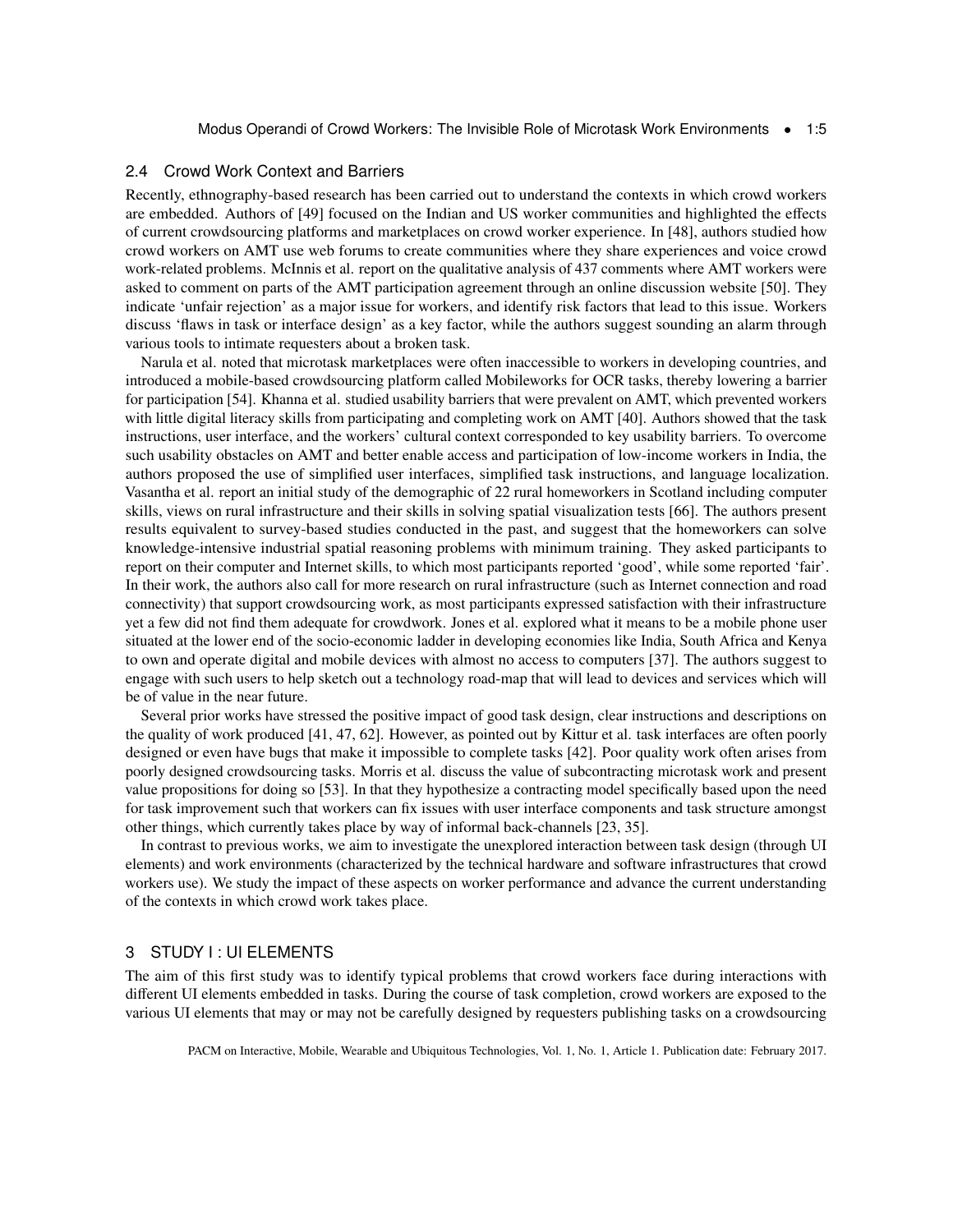## 2.4 Crowd Work Context and Barriers

Recently, ethnography-based research has been carried out to understand the contexts in which crowd workers are embedded. Authors of [49] focused on the Indian and US worker communities and highlighted the effects of current crowdsourcing platforms and marketplaces on crowd worker experience. In [48], authors studied how crowd workers on AMT use web forums to create communities where they share experiences and voice crowd work-related problems. McInnis et al. report on the qualitative analysis of 437 comments where AMT workers were asked to comment on parts of the AMT participation agreement through an online discussion website [50]. They indicate 'unfair rejection' as a major issue for workers, and identify risk factors that lead to this issue. Workers discuss 'flaws in task or interface design' as a key factor, while the authors suggest sounding an alarm through various tools to intimate requesters about a broken task.

Narula et al. noted that microtask marketplaces were often inaccessible to workers in developing countries, and introduced a mobile-based crowdsourcing platform called Mobileworks for OCR tasks, thereby lowering a barrier for participation [54]. Khanna et al. studied usability barriers that were prevalent on AMT, which prevented workers with little digital literacy skills from participating and completing work on AMT [40]. Authors showed that the task instructions, user interface, and the workers' cultural context corresponded to key usability barriers. To overcome such usability obstacles on AMT and better enable access and participation of low-income workers in India, the authors proposed the use of simplified user interfaces, simplified task instructions, and language localization. Vasantha et al. report an initial study of the demographic of 22 rural homeworkers in Scotland including computer skills, views on rural infrastructure and their skills in solving spatial visualization tests [66]. The authors present results equivalent to survey-based studies conducted in the past, and suggest that the homeworkers can solve knowledge-intensive industrial spatial reasoning problems with minimum training. They asked participants to report on their computer and Internet skills, to which most participants reported 'good', while some reported 'fair'. In their work, the authors also call for more research on rural infrastructure (such as Internet connection and road connectivity) that support crowdsourcing work, as most participants expressed satisfaction with their infrastructure yet a few did not find them adequate for crowdwork. Jones et al. explored what it means to be a mobile phone user situated at the lower end of the socio-economic ladder in developing economies like India, South Africa and Kenya to own and operate digital and mobile devices with almost no access to computers [37]. The authors suggest to engage with such users to help sketch out a technology road-map that will lead to devices and services which will be of value in the near future.

Several prior works have stressed the positive impact of good task design, clear instructions and descriptions on the quality of work produced [41, 47, 62]. However, as pointed out by Kittur et al. task interfaces are often poorly designed or even have bugs that make it impossible to complete tasks [42]. Poor quality work often arises from poorly designed crowdsourcing tasks. Morris et al. discuss the value of subcontracting microtask work and present value propositions for doing so [53]. In that they hypothesize a contracting model specifically based upon the need for task improvement such that workers can fix issues with user interface components and task structure amongst other things, which currently takes place by way of informal back-channels [23, 35].

In contrast to previous works, we aim to investigate the unexplored interaction between task design (through UI elements) and work environments (characterized by the technical hardware and software infrastructures that crowd workers use). We study the impact of these aspects on worker performance and advance the current understanding of the contexts in which crowd work takes place.

# 3 STUDY I : UI ELEMENTS

The aim of this first study was to identify typical problems that crowd workers face during interactions with different UI elements embedded in tasks. During the course of task completion, crowd workers are exposed to the various UI elements that may or may not be carefully designed by requesters publishing tasks on a crowdsourcing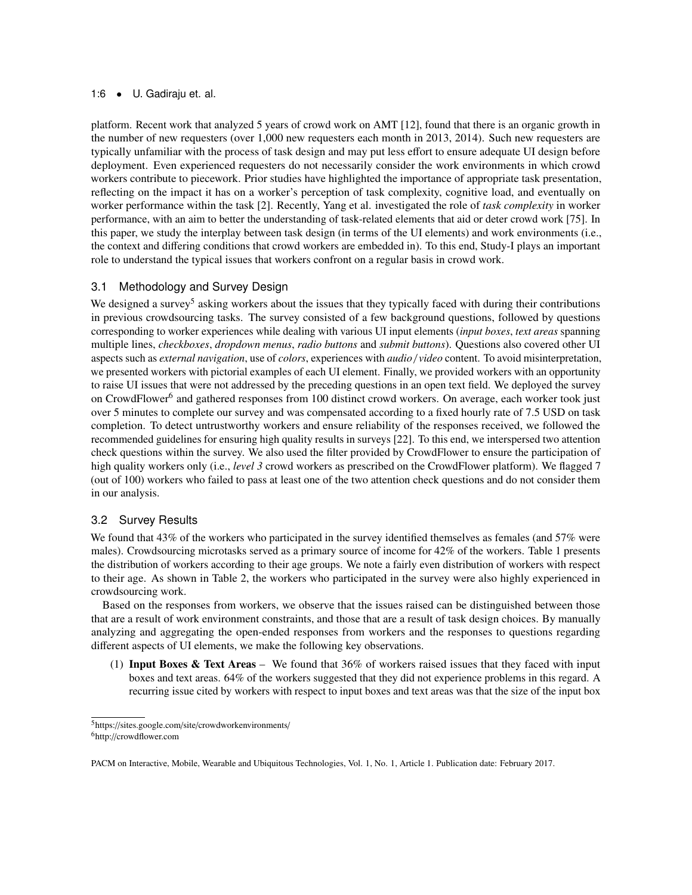platform. Recent work that analyzed 5 years of crowd work on AMT [12], found that there is an organic growth in the number of new requesters (over 1,000 new requesters each month in 2013, 2014). Such new requesters are typically unfamiliar with the process of task design and may put less effort to ensure adequate UI design before deployment. Even experienced requesters do not necessarily consider the work environments in which crowd workers contribute to piecework. Prior studies have highlighted the importance of appropriate task presentation, reflecting on the impact it has on a worker's perception of task complexity, cognitive load, and eventually on worker performance within the task [2]. Recently, Yang et al. investigated the role of *task complexity* in worker performance, with an aim to better the understanding of task-related elements that aid or deter crowd work [75]. In this paper, we study the interplay between task design (in terms of the UI elements) and work environments (i.e., the context and differing conditions that crowd workers are embedded in). To this end, Study-I plays an important role to understand the typical issues that workers confront on a regular basis in crowd work.

## 3.1 Methodology and Survey Design

We designed a survey[5] asking workers about the issues that they typically faced with during their contributions in previous crowdsourcing tasks. The survey consisted of a few background questions, followed by questions corresponding to worker experiences while dealing with various UI input elements (*input boxes*, *text areas* spanning multiple lines, *checkboxes*, *dropdown menus*, *radio buttons* and *submit buttons*). Questions also covered other UI aspects such as *external navigation*, use of *colors*, experiences with *audio/video* content. To avoid misinterpretation, we presented workers with pictorial examples of each UI element. Finally, we provided workers with an opportunity to raise UI issues that were not addressed by the preceding questions in an open text field. We deployed the survey on CrowdFlower[6] and gathered responses from 100 distinct crowd workers. On average, each worker took just over 5 minutes to complete our survey and was compensated according to a fixed hourly rate of 7.5 USD on task completion. To detect untrustworthy workers and ensure reliability of the responses received, we followed the recommended guidelines for ensuring high quality results in surveys [22]. To this end, we interspersed two attention check questions within the survey. We also used the filter provided by CrowdFlower to ensure the participation of high quality workers only (i.e., *level 3* crowd workers as prescribed on the CrowdFlower platform). We flagged 7 (out of 100) workers who failed to pass at least one of the two attention check questions and do not consider them in our analysis.

## 3.2 Survey Results

We found that 43% of the workers who participated in the survey identified themselves as females (and 57% were males). Crowdsourcing microtasks served as a primary source of income for 42% of the workers. Table 1 presents the distribution of workers according to their age groups. We note a fairly even distribution of workers with respect to their age. As shown in Table 2, the workers who participated in the survey were also highly experienced in crowdsourcing work.

Based on the responses from workers, we observe that the issues raised can be distinguished between those that are a result of work environment constraints, and those that are a result of task design choices. By manually analyzing and aggregating the open-ended responses from workers and the responses to questions regarding different aspects of UI elements, we make the following key observations.

(1) **Input Boxes & Text Areas** – We found that 36% of workers raised issues that they faced with input boxes and text areas. 64% of the workers suggested that they did not experience problems in this regard. A recurring issue cited by workers with respect to input boxes and text areas was that the size of the input box

[5] https://sites.google.com/site/crowdworkenvironments/

[6] http://crowdflower.com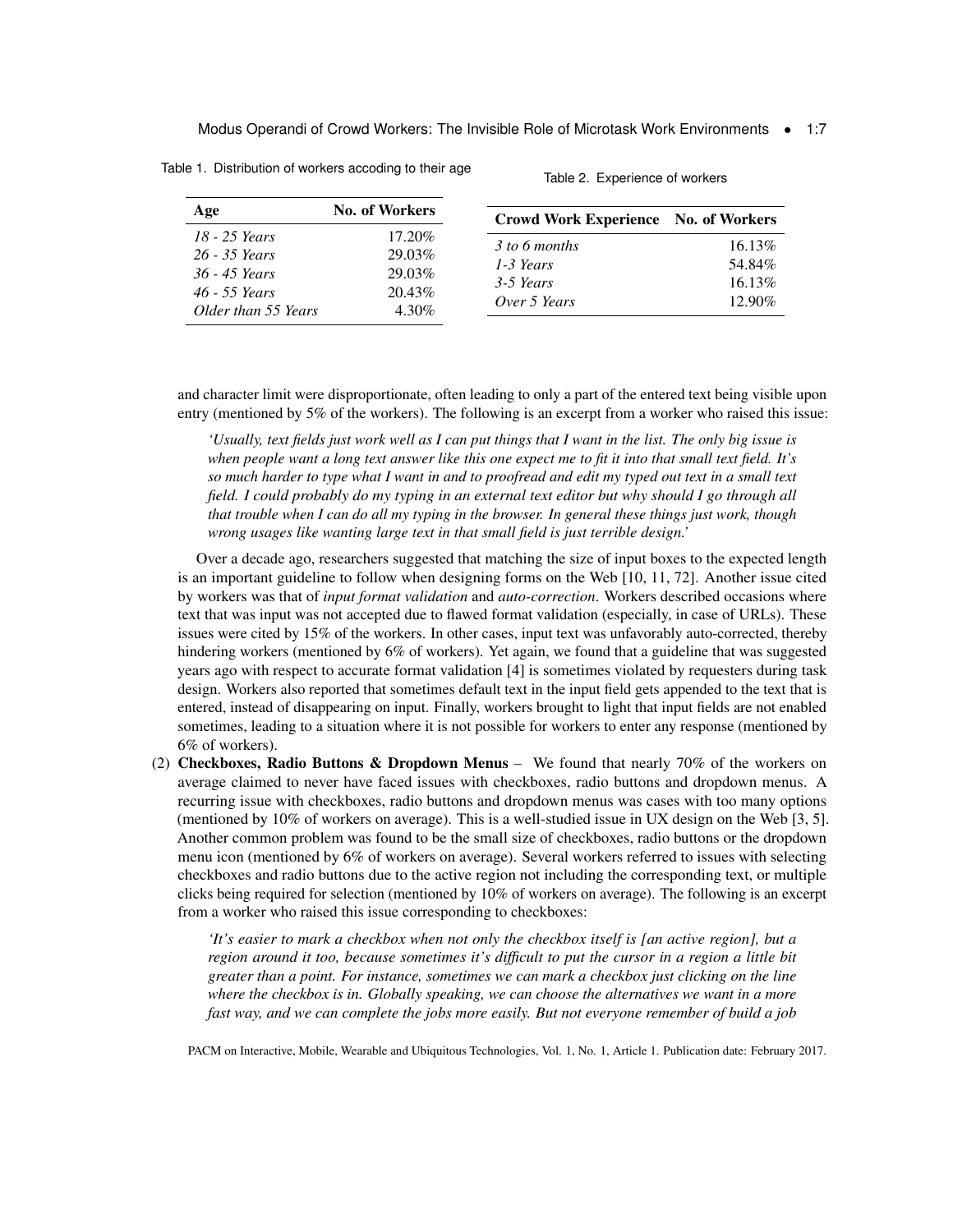Table 1. Distribution of workers accoding to their age

| Age | No. of Workers |
|---|---|
| *18 - 25 Years* | 17.20% |
| *26 - 35 Years* | 29.03% |
| *36 - 45 Years* | 29.03% |
| *46 - 55 Years* | 20.43% |
| *Older than 55 Years* | 4.30% |

Table 2. Experience of workers

| Crowd Work Experience | No. of Workers |
|---|---|
| *3 to 6 months* | 16.13% |
| *1-3 Years* | 54.84% |
| *3-5 Years* | 16.13% |
| *Over 5 Years* | 12.90% |

and character limit were disproportionate, often leading to only a part of the entered text being visible upon entry (mentioned by 5% of the workers). The following is an excerpt from a worker who raised this issue:

> *'Usually, text fields just work well as I can put things that I want in the list. The only big issue is when people want a long text answer like this one expect me to fit it into that small text field. It's so much harder to type what I want in and to proofread and edit my typed out text in a small text field. I could probably do my typing in an external text editor but why should I go through all that trouble when I can do all my typing in the browser. In general these things just work, though wrong usages like wanting large text in that small field is just terrible design.'*

Over a decade ago, researchers suggested that matching the size of input boxes to the expected length is an important guideline to follow when designing forms on the Web [10, 11, 72]. Another issue cited by workers was that of *input format validation* and *auto-correction*. Workers described occasions where text that was input was not accepted due to flawed format validation (especially, in case of URLs). These issues were cited by 15% of the workers. In other cases, input text was unfavorably auto-corrected, thereby hindering workers (mentioned by 6% of workers). Yet again, we found that a guideline that was suggested years ago with respect to accurate format validation [4] is sometimes violated by requesters during task design. Workers also reported that sometimes default text in the input field gets appended to the text that is entered, instead of disappearing on input. Finally, workers brought to light that input fields are not enabled sometimes, leading to a situation where it is not possible for workers to enter any response (mentioned by 6% of workers).

(2) **Checkboxes, Radio Buttons & Dropdown Menus** – We found that nearly 70% of the workers on average claimed to never have faced issues with checkboxes, radio buttons and dropdown menus. A recurring issue with checkboxes, radio buttons and dropdown menus was cases with too many options (mentioned by 10% of workers on average). This is a well-studied issue in UX design on the Web [3, 5]. Another common problem was found to be the small size of checkboxes, radio buttons or the dropdown menu icon (mentioned by 6% of workers on average). Several workers referred to issues with selecting checkboxes and radio buttons due to the active region not including the corresponding text, or multiple clicks being required for selection (mentioned by 10% of workers on average). The following is an excerpt from a worker who raised this issue corresponding to checkboxes:

> *'It's easier to mark a checkbox when not only the checkbox itself is [an active region], but a region around it too, because sometimes it's difficult to put the cursor in a region a little bit greater than a point. For instance, sometimes we can mark a checkbox just clicking on the line where the checkbox is in. Globally speaking, we can choose the alternatives we want in a more fast way, and we can complete the jobs more easily. But not everyone remember of build a job*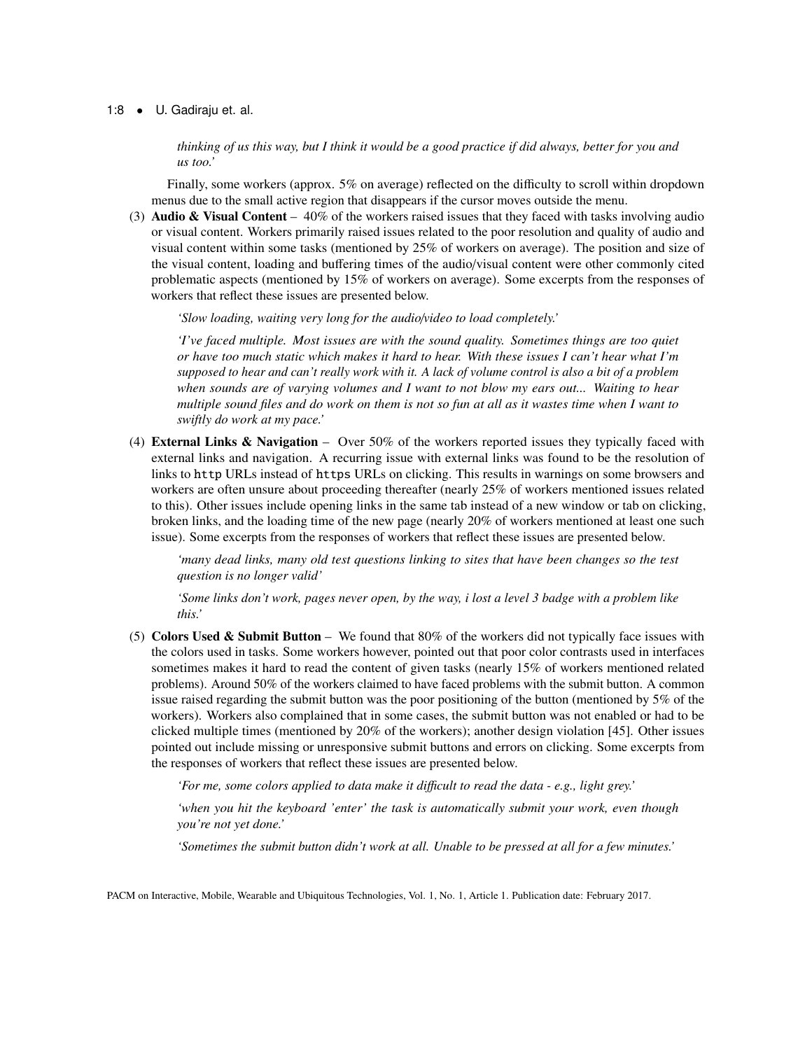*thinking of us this way, but I think it would be a good practice if did always, better for you and us too.'*

Finally, some workers (approx. 5% on average) reflected on the difficulty to scroll within dropdown menus due to the small active region that disappears if the cursor moves outside the menu.

(3) **Audio & Visual Content** – 40% of the workers raised issues that they faced with tasks involving audio or visual content. Workers primarily raised issues related to the poor resolution and quality of audio and visual content within some tasks (mentioned by 25% of workers on average). The position and size of the visual content, loading and buffering times of the audio/visual content were other commonly cited problematic aspects (mentioned by 15% of workers on average). Some excerpts from the responses of workers that reflect these issues are presented below.

*'Slow loading, waiting very long for the audio/video to load completely.'*

*'I've faced multiple. Most issues are with the sound quality. Sometimes things are too quiet or have too much static which makes it hard to hear. With these issues I can't hear what I'm supposed to hear and can't really work with it. A lack of volume control is also a bit of a problem when sounds are of varying volumes and I want to not blow my ears out... Waiting to hear multiple sound files and do work on them is not so fun at all as it wastes time when I want to swiftly do work at my pace.'*

(4) **External Links & Navigation** – Over 50% of the workers reported issues they typically faced with external links and navigation. A recurring issue with external links was found to be the resolution of links to `http` URLs instead of `https` URLs on clicking. This results in warnings on some browsers and workers are often unsure about proceeding thereafter (nearly 25% of workers mentioned issues related to this). Other issues include opening links in the same tab instead of a new window or tab on clicking, broken links, and the loading time of the new page (nearly 20% of workers mentioned at least one such issue). Some excerpts from the responses of workers that reflect these issues are presented below.

*'many dead links, many old test questions linking to sites that have been changes so the test question is no longer valid'*

*'Some links don't work, pages never open, by the way, i lost a level 3 badge with a problem like this.'*

(5) **Colors Used & Submit Button** – We found that 80% of the workers did not typically face issues with the colors used in tasks. Some workers however, pointed out that poor color contrasts used in interfaces sometimes makes it hard to read the content of given tasks (nearly 15% of workers mentioned related problems). Around 50% of the workers claimed to have faced problems with the submit button. A common issue raised regarding the submit button was the poor positioning of the button (mentioned by 5% of the workers). Workers also complained that in some cases, the submit button was not enabled or had to be clicked multiple times (mentioned by 20% of the workers); another design violation [45]. Other issues pointed out include missing or unresponsive submit buttons and errors on clicking. Some excerpts from the responses of workers that reflect these issues are presented below.

*'For me, some colors applied to data make it difficult to read the data - e.g., light grey.'*

*'when you hit the keyboard 'enter' the task is automatically submit your work, even though you're not yet done.'*

*'Sometimes the submit button didn't work at all. Unable to be pressed at all for a few minutes.'*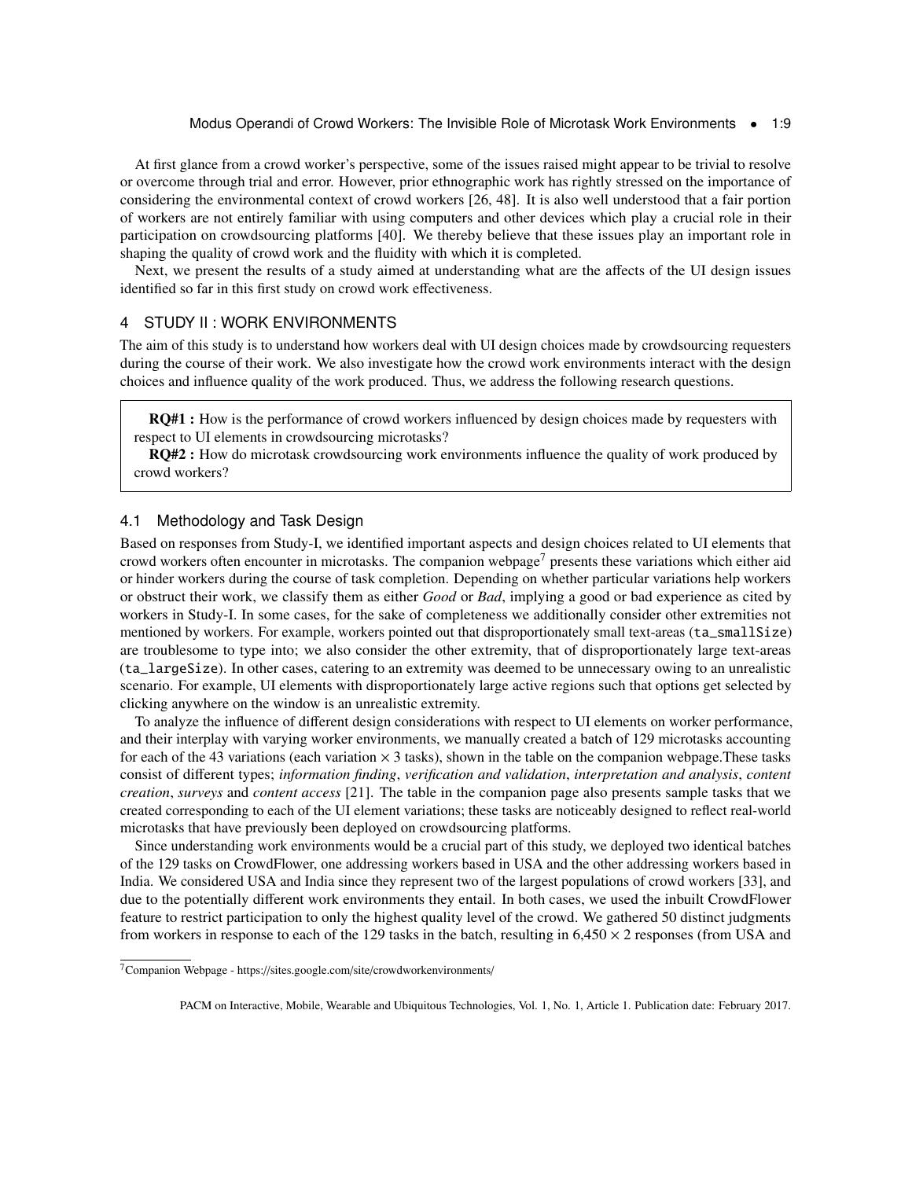At first glance from a crowd worker's perspective, some of the issues raised might appear to be trivial to resolve or overcome through trial and error. However, prior ethnographic work has rightly stressed on the importance of considering the environmental context of crowd workers [26, 48]. It is also well understood that a fair portion of workers are not entirely familiar with using computers and other devices which play a crucial role in their participation on crowdsourcing platforms [40]. We thereby believe that these issues play an important role in shaping the quality of crowd work and the fluidity with which it is completed.

Next, we present the results of a study aimed at understanding what are the affects of the UI design issues identified so far in this first study on crowd work effectiveness.

## 4 STUDY II : WORK ENVIRONMENTS

The aim of this study is to understand how workers deal with UI design choices made by crowdsourcing requesters during the course of their work. We also investigate how the crowd work environments interact with the design choices and influence quality of the work produced. Thus, we address the following research questions.

> **RQ#1 :** How is the performance of crowd workers influenced by design choices made by requesters with respect to UI elements in crowdsourcing microtasks?
>
> **RQ#2 :** How do microtask crowdsourcing work environments influence the quality of work produced by crowd workers?

### 4.1 Methodology and Task Design

Based on responses from Study-I, we identified important aspects and design choices related to UI elements that crowd workers often encounter in microtasks. The companion webpage[7] presents these variations which either aid or hinder workers during the course of task completion. Depending on whether particular variations help workers or obstruct their work, we classify them as either *Good* or *Bad*, implying a good or bad experience as cited by workers in Study-I. In some cases, for the sake of completeness we additionally consider other extremities not mentioned by workers. For example, workers pointed out that disproportionately small text-areas (`ta_smallSize`) are troublesome to type into; we also consider the other extremity, that of disproportionately large text-areas (`ta_largeSize`). In other cases, catering to an extremity was deemed to be unnecessary owing to an unrealistic scenario. For example, UI elements with disproportionately large active regions such that options get selected by clicking anywhere on the window is an unrealistic extremity.

To analyze the influence of different design considerations with respect to UI elements on worker performance, and their interplay with varying worker environments, we manually created a batch of 129 microtasks accounting for each of the 43 variations (each variation $\times$ 3 tasks), shown in the table on the companion webpage.These tasks consist of different types; *information finding*, *verification and validation*, *interpretation and analysis*, *content creation*, *surveys* and *content access* [21]. The table in the companion page also presents sample tasks that we created corresponding to each of the UI element variations; these tasks are noticeably designed to reflect real-world microtasks that have previously been deployed on crowdsourcing platforms.

Since understanding work environments would be a crucial part of this study, we deployed two identical batches of the 129 tasks on CrowdFlower, one addressing workers based in USA and the other addressing workers based in India. We considered USA and India since they represent two of the largest populations of crowd workers [33], and due to the potentially different work environments they entail. In both cases, we used the inbuilt CrowdFlower feature to restrict participation to only the highest quality level of the crowd. We gathered 50 distinct judgments from workers in response to each of the 129 tasks in the batch, resulting in 6,450 $\times$ 2 responses (from USA and

[7] Companion Webpage - https://sites.google.com/site/crowdworkenvironments/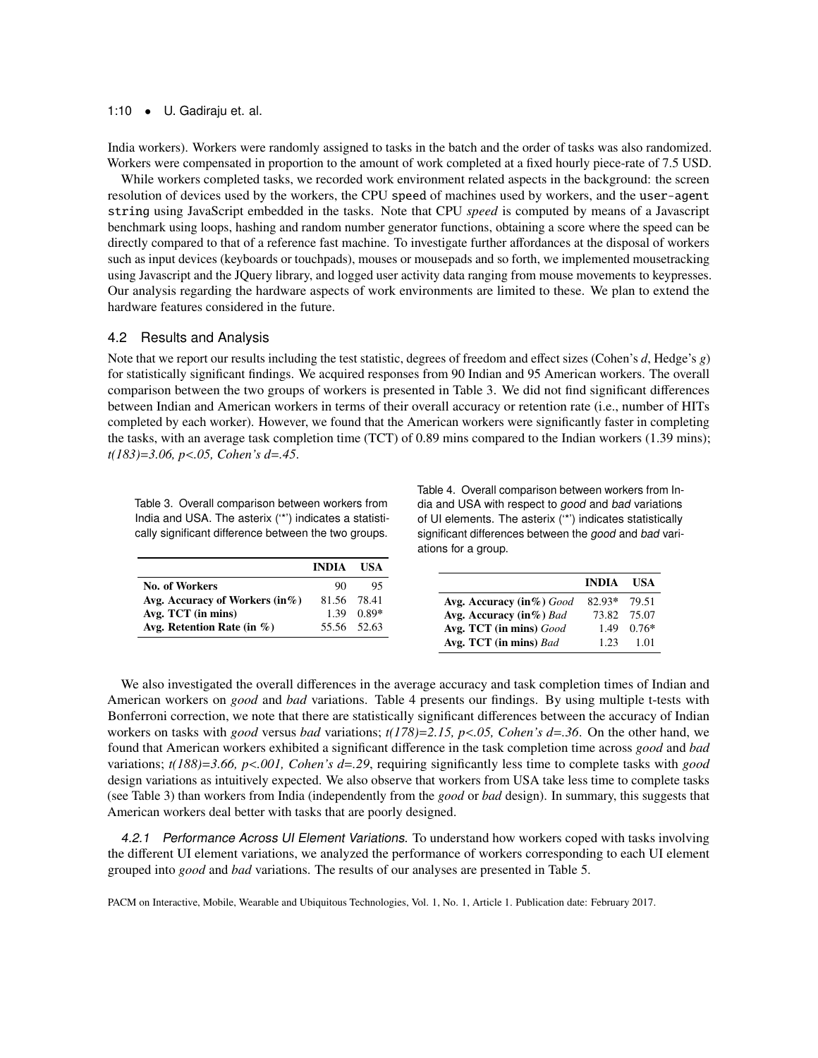India workers). Workers were randomly assigned to tasks in the batch and the order of tasks was also randomized. Workers were compensated in proportion to the amount of work completed at a fixed hourly piece-rate of 7.5 USD.

While workers completed tasks, we recorded work environment related aspects in the background: the screen resolution of devices used by the workers, the CPU `speed` of machines used by workers, and the `user-agent string` using JavaScript embedded in the tasks. Note that CPU *speed* is computed by means of a Javascript benchmark using loops, hashing and random number generator functions, obtaining a score where the speed can be directly compared to that of a reference fast machine. To investigate further affordances at the disposal of workers such as input devices (keyboards or touchpads), mouses or mousepads and so forth, we implemented mousetracking using Javascript and the JQuery library, and logged user activity data ranging from mouse movements to keypresses. Our analysis regarding the hardware aspects of work environments are limited to these. We plan to extend the hardware features considered in the future.

## 4.2 Results and Analysis

Note that we report our results including the test statistic, degrees of freedom and effect sizes (Cohen's $d$, Hedge's $g$) for statistically significant findings. We acquired responses from 90 Indian and 95 American workers. The overall comparison between the two groups of workers is presented in Table 3. We did not find significant differences between Indian and American workers in terms of their overall accuracy or retention rate (i.e., number of HITs completed by each worker). However, we found that the American workers were significantly faster in completing the tasks, with an average task completion time (TCT) of 0.89 mins compared to the Indian workers (1.39 mins); *t(183)=3.06, p<.05, Cohen's d=.45*.

Table 3. Overall comparison between workers from India and USA. The asterix ('\*') indicates a statistically significant difference between the two groups.

| | INDIA | USA |
|---|---|---|
| **No. of Workers** | 90 | 95 |
| **Avg. Accuracy of Workers (in%)** | 81.56 | 78.41 |
| **Avg. TCT (in mins)** | 1.39 | 0.89* |
| **Avg. Retention Rate (in %)** | 55.56 | 52.63 |

Table 4. Overall comparison between workers from India and USA with respect to *good* and *bad* variations of UI elements. The asterix ('\*') indicates statistically significant differences between the *good* and *bad* variations for a group.

| | INDIA | USA |
|---|---|---|
| **Avg. Accuracy (in%)** *Good* | 82.93* | 79.51 |
| **Avg. Accuracy (in%)** *Bad* | 73.82 | 75.07 |
| **Avg. TCT (in mins)** *Good* | 1.49 | 0.76* |
| **Avg. TCT (in mins)** *Bad* | 1.23 | 1.01 |

We also investigated the overall differences in the average accuracy and task completion times of Indian and American workers on *good* and *bad* variations. Table 4 presents our findings. By using multiple t-tests with Bonferroni correction, we note that there are statistically significant differences between the accuracy of Indian workers on tasks with *good* versus *bad* variations; *t(178)=2.15, p<.05, Cohen's d=.36*. On the other hand, we found that American workers exhibited a significant difference in the task completion time across *good* and *bad* variations; *t(188)=3.66, p<.001, Cohen's d=.29*, requiring significantly less time to complete tasks with *good* design variations as intuitively expected. We also observe that workers from USA take less time to complete tasks (see Table 3) than workers from India (independently from the *good* or *bad* design). In summary, this suggests that American workers deal better with tasks that are poorly designed.

#### 4.2.1 Performance Across UI Element Variations.

To understand how workers coped with tasks involving the different UI element variations, we analyzed the performance of workers corresponding to each UI element grouped into *good* and *bad* variations. The results of our analyses are presented in Table 5.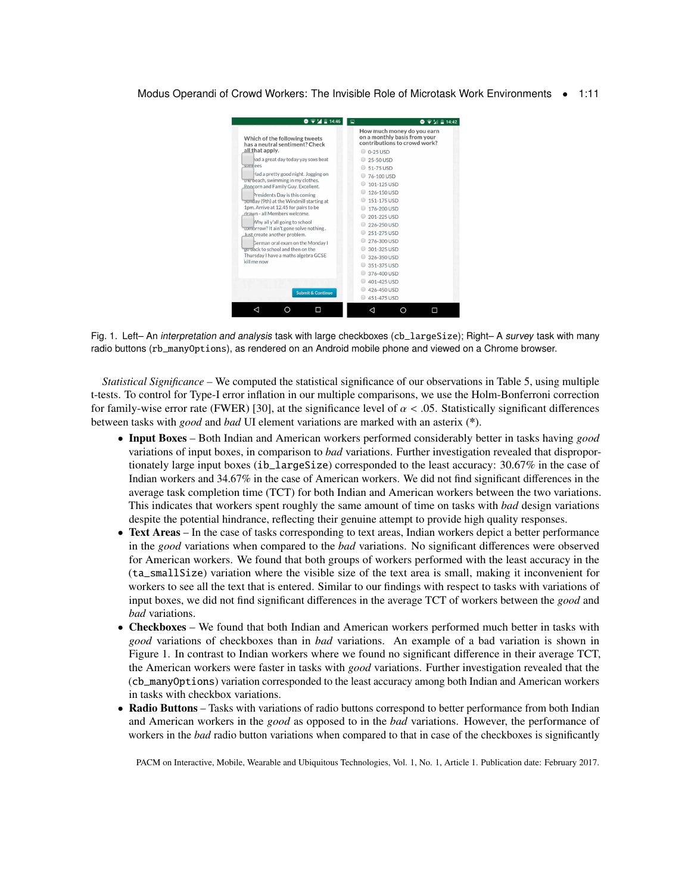Fig. 1. Left– An *interpretation and analysis* task with large checkboxes (cb_largeSize); Right– A *survey* task with many radio buttons (rb_manyOptions), as rendered on an Android mobile phone and viewed on a Chrome browser.

*Statistical Significance* – We computed the statistical significance of our observations in Table 5, using multiple t-tests. To control for Type-I error inflation in our multiple comparisons, we use the Holm-Bonferroni correction for family-wise error rate (FWER) [30], at the significance level of $\alpha < .05$. Statistically significant differences between tasks with *good* and *bad* UI element variations are marked with an asterisk (*).

- **Input Boxes** – Both Indian and American workers performed considerably better in tasks having *good* variations of input boxes, in comparison to *bad* variations. Further investigation revealed that disproportionately large input boxes (ib_largeSize) corresponded to the least accuracy: 30.67% in the case of Indian workers and 34.67% in the case of American workers. We did not find significant differences in the average task completion time (TCT) for both Indian and American workers between the two variations. This indicates that workers spent roughly the same amount of time on tasks with *bad* design variations despite the potential hindrance, reflecting their genuine attempt to provide high quality responses.
- **Text Areas** – In the case of tasks corresponding to text areas, Indian workers depict a better performance in the *good* variations when compared to the *bad* variations. No significant differences were observed for American workers. We found that both groups of workers performed with the least accuracy in the (ta_smallSize) variation where the visible size of the text area is small, making it inconvenient for workers to see all the text that is entered. Similar to our findings with respect to tasks with variations of input boxes, we did not find significant differences in the average TCT of workers between the *good* and *bad* variations.
- **Checkboxes** – We found that both Indian and American workers performed much better in tasks with *good* variations of checkboxes than in *bad* variations. An example of a bad variation is shown in Figure 1. In contrast to Indian workers where we found no significant difference in their average TCT, the American workers were faster in tasks with *good* variations. Further investigation revealed that the (cb_manyOptions) variation corresponded to the least accuracy among both Indian and American workers in tasks with checkbox variations.
- **Radio Buttons** – Tasks with variations of radio buttons correspond to better performance from both Indian and American workers in the *good* as opposed to in the *bad* variations. However, the performance of workers in the *bad* radio button variations when compared to that in case of the checkboxes is significantly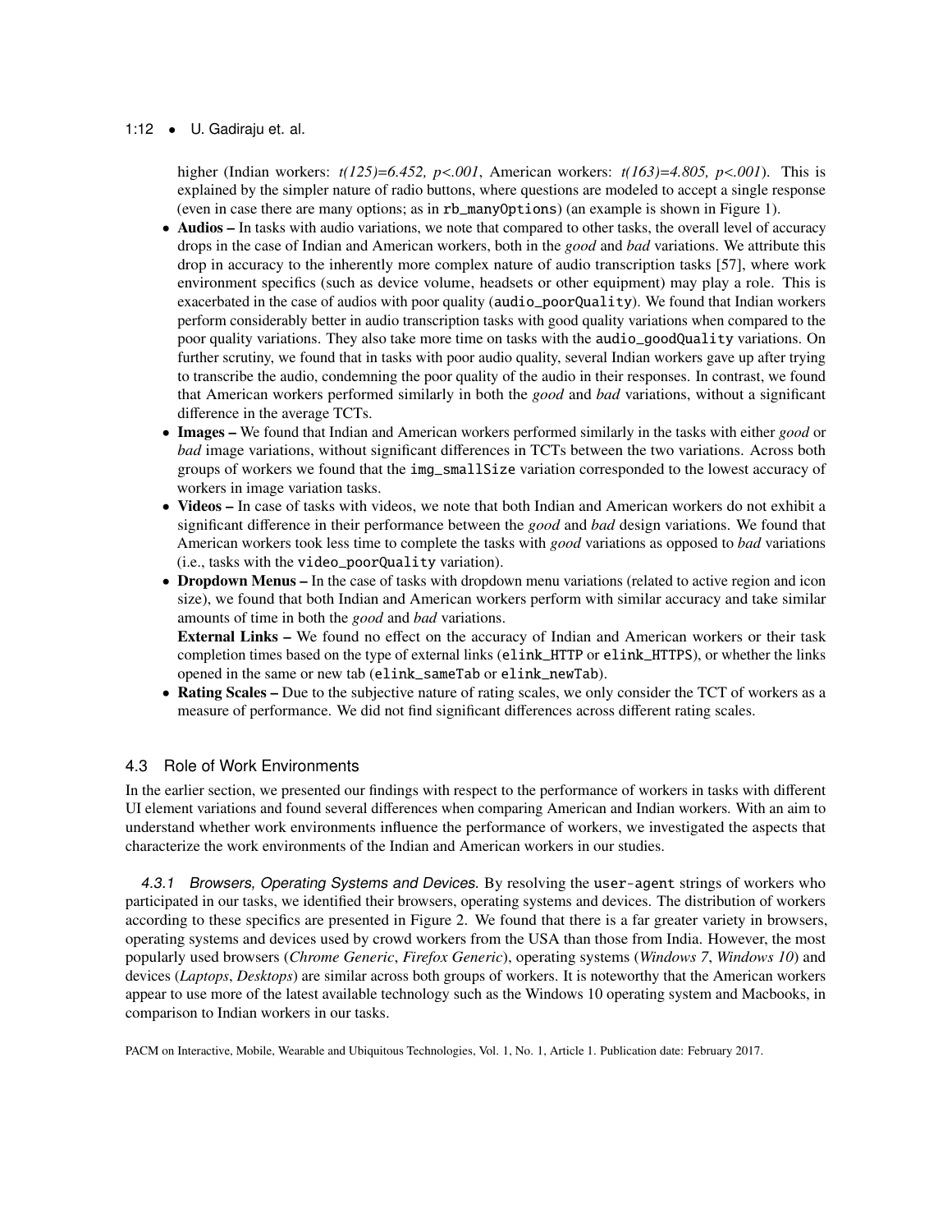higher (Indian workers: *t(125)=6.452, p<.001*, American workers: *t(163)=4.805, p<.001*). This is explained by the simpler nature of radio buttons, where questions are modeled to accept a single response (even in case there are many options; as in `rb_manyOptions`) (an example is shown in Figure 1).

- **Audios –** In tasks with audio variations, we note that compared to other tasks, the overall level of accuracy drops in the case of Indian and American workers, both in the *good* and *bad* variations. We attribute this drop in accuracy to the inherently more complex nature of audio transcription tasks [57], where work environment specifics (such as device volume, headsets or other equipment) may play a role. This is exacerbated in the case of audios with poor quality (`audio_poorQuality`). We found that Indian workers perform considerably better in audio transcription tasks with good quality variations when compared to the poor quality variations. They also take more time on tasks with the `audio_goodQuality` variations. On further scrutiny, we found that in tasks with poor audio quality, several Indian workers gave up after trying to transcribe the audio, condemning the poor quality of the audio in their responses. In contrast, we found that American workers performed similarly in both the *good* and *bad* variations, without a significant difference in the average TCTs.
- **Images –** We found that Indian and American workers performed similarly in the tasks with either *good* or *bad* image variations, without significant differences in TCTs between the two variations. Across both groups of workers we found that the `img_smallSize` variation corresponded to the lowest accuracy of workers in image variation tasks.
- **Videos –** In case of tasks with videos, we note that both Indian and American workers do not exhibit a significant difference in their performance between the *good* and *bad* design variations. We found that American workers took less time to complete the tasks with *good* variations as opposed to *bad* variations (i.e., tasks with the `video_poorQuality` variation).
- **Dropdown Menus –** In the case of tasks with dropdown menu variations (related to active region and icon size), we found that both Indian and American workers perform with similar accuracy and take similar amounts of time in both the *good* and *bad* variations.
  **External Links –** We found no effect on the accuracy of Indian and American workers or their task completion times based on the type of external links (`elink_HTTP` or `elink_HTTPS`), or whether the links opened in the same or new tab (`elink_sameTab` or `elink_newTab`).
- **Rating Scales –** Due to the subjective nature of rating scales, we only consider the TCT of workers as a measure of performance. We did not find significant differences across different rating scales.

## 4.3 Role of Work Environments

In the earlier section, we presented our findings with respect to the performance of workers in tasks with different UI element variations and found several differences when comparing American and Indian workers. With an aim to understand whether work environments influence the performance of workers, we investigated the aspects that characterize the work environments of the Indian and American workers in our studies.

*4.3.1 Browsers, Operating Systems and Devices.* By resolving the `user-agent` strings of workers who participated in our tasks, we identified their browsers, operating systems and devices. The distribution of workers according to these specifics are presented in Figure 2. We found that there is a far greater variety in browsers, operating systems and devices used by crowd workers from the USA than those from India. However, the most popularly used browsers (*Chrome Generic*, *Firefox Generic*), operating systems (*Windows 7*, *Windows 10*) and devices (*Laptops*, *Desktops*) are similar across both groups of workers. It is noteworthy that the American workers appear to use more of the latest available technology such as the Windows 10 operating system and Macbooks, in comparison to Indian workers in our tasks.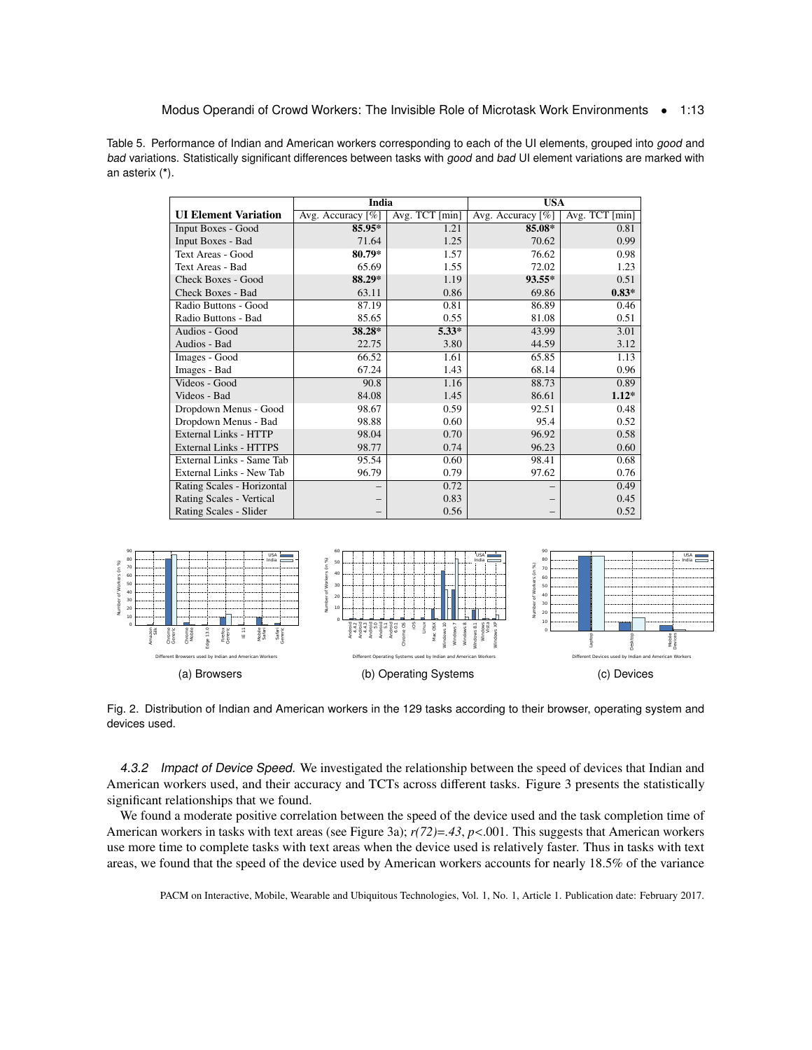Table 5. Performance of Indian and American workers corresponding to each of the UI elements, grouped into *good* and *bad* variations. Statistically significant differences between tasks with *good* and *bad* UI element variations are marked with an asterix (*).

| | India | | USA | |
|---|---|---|---|---|
| **UI Element Variation** | Avg. Accuracy [%] | Avg. TCT [min] | Avg. Accuracy [%] | Avg. TCT [min] |
| Input Boxes - Good | **85.95*** | 1.21 | **85.08*** | 0.81 |
| Input Boxes - Bad | 71.64 | 1.25 | 70.62 | 0.99 |
| Text Areas - Good | **80.79*** | 1.57 | 76.62 | 0.98 |
| Text Areas - Bad | 65.69 | 1.55 | 72.02 | 1.23 |
| Check Boxes - Good | **88.29*** | 1.19 | **93.55*** | 0.51 |
| Check Boxes - Bad | 63.11 | 0.86 | 69.86 | **0.83*** |
| Radio Buttons - Good | 87.19 | 0.81 | 86.89 | 0.46 |
| Radio Buttons - Bad | 85.65 | 0.55 | 81.08 | 0.51 |
| Audios - Good | **38.28*** | **5.33*** | 43.99 | 3.01 |
| Audios - Bad | 22.75 | 3.80 | 44.59 | 3.12 |
| Images - Good | 66.52 | 1.61 | 65.85 | 1.13 |
| Images - Bad | 67.24 | 1.43 | 68.14 | 0.96 |
| Videos - Good | 90.8 | 1.16 | 88.73 | 0.89 |
| Videos - Bad | 84.08 | 1.45 | 86.61 | **1.12*** |
| Dropdown Menus - Good | 98.67 | 0.59 | 92.51 | 0.48 |
| Dropdown Menus - Bad | 98.88 | 0.60 | 95.4 | 0.52 |
| External Links - HTTP | 98.04 | 0.70 | 96.92 | 0.58 |
| External Links - HTTPS | 98.77 | 0.74 | 96.23 | 0.60 |
| External Links - Same Tab | 95.54 | 0.60 | 98.41 | 0.68 |
| External Links - New Tab | 96.79 | 0.79 | 97.62 | 0.76 |
| Rating Scales - Horizontal | – | 0.72 | – | 0.49 |
| Rating Scales - Vertical | – | 0.83 | – | 0.45 |
| Rating Scales - Slider | – | 0.56 | – | 0.52 |

(a) Browsers (b) Operating Systems (c) Devices

Fig. 2. Distribution of Indian and American workers in the 129 tasks according to their browser, operating system and devices used.

#### 4.3.2 *Impact of Device Speed.*

We investigated the relationship between the speed of devices that Indian and American workers used, and their accuracy and TCTs across different tasks. Figure 3 presents the statistically significant relationships that we found.

We found a moderate positive correlation between the speed of the device used and the task completion time of American workers in tasks with text areas (see Figure 3a); $r(72)=.43$, $p<.001$. This suggests that American workers use more time to complete tasks with text areas when the device used is relatively faster. Thus in tasks with text areas, we found that the speed of the device used by American workers accounts for nearly 18.5% of the variance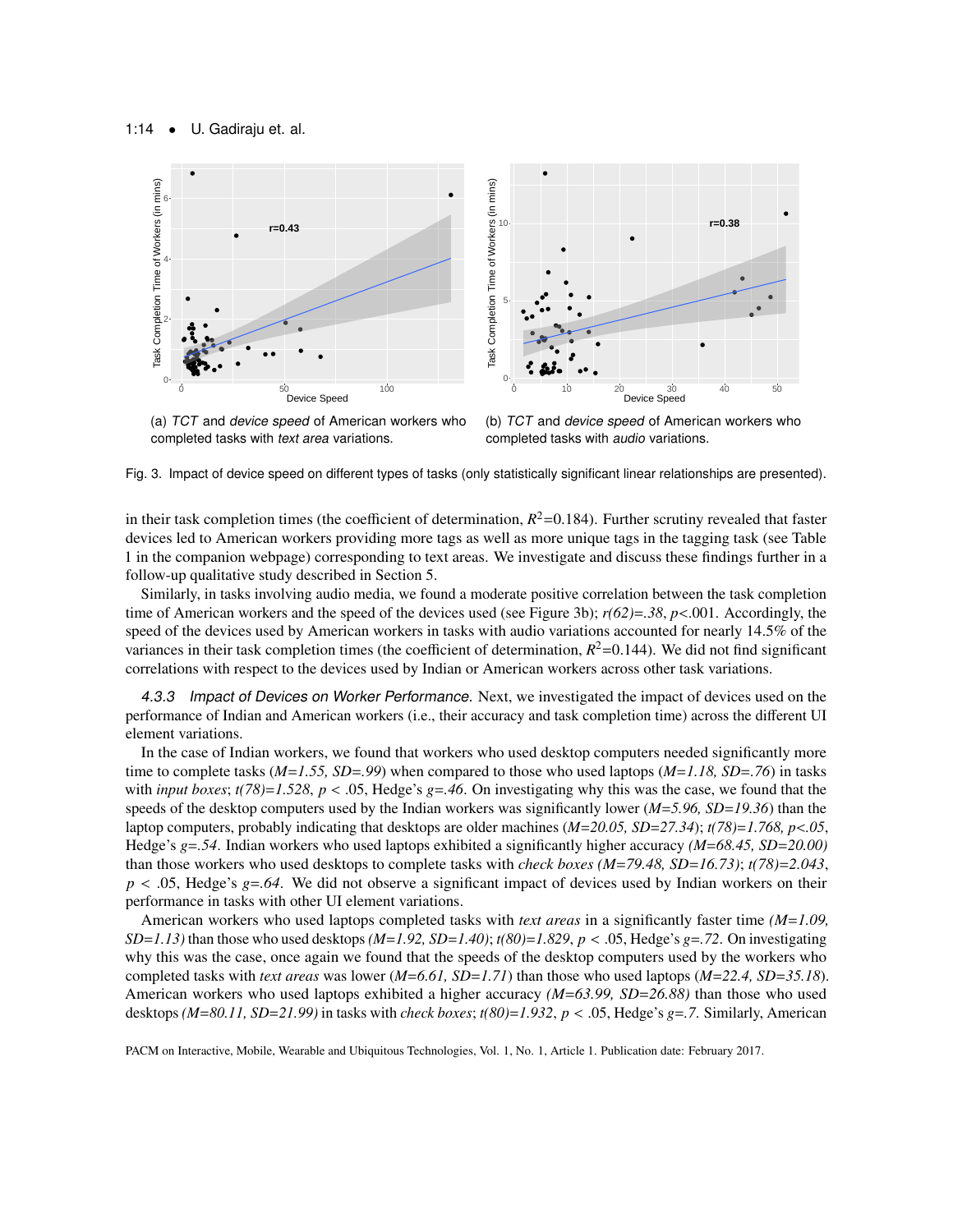(a) *TCT* and *device speed* of American workers who completed tasks with *text area* variations.

(b) *TCT* and *device speed* of American workers who completed tasks with *audio* variations.

Fig. 3. Impact of device speed on different types of tasks (only statistically significant linear relationships are presented).

in their task completion times (the coefficient of determination, $R^2$=0.184). Further scrutiny revealed that faster devices led to American workers providing more tags as well as more unique tags in the tagging task (see Table 1 in the companion webpage) corresponding to text areas. We investigate and discuss these findings further in a follow-up qualitative study described in Section 5.

Similarly, in tasks involving audio media, we found a moderate positive correlation between the task completion time of American workers and the speed of the devices used (see Figure 3b); *r(62)=.38*, *p*<.001. Accordingly, the speed of the devices used by American workers in tasks with audio variations accounted for nearly 14.5% of the variances in their task completion times (the coefficient of determination, $R^2$=0.144). We did not find significant correlations with respect to the devices used by Indian or American workers across other task variations.

#### 4.3.3 *Impact of Devices on Worker Performance.*

Next, we investigated the impact of devices used on the performance of Indian and American workers (i.e., their accuracy and task completion time) across the different UI element variations.

In the case of Indian workers, we found that workers who used desktop computers needed significantly more time to complete tasks (*M=1.55, SD=.99*) when compared to those who used laptops (*M=1.18, SD=.76*) in tasks with *input boxes*; *t(78)=1.528*, $p < .05$, Hedge's *g=.46*. On investigating why this was the case, we found that the speeds of the desktop computers used by the Indian workers was significantly lower (*M=5.96, SD=19.36*) than the laptop computers, probably indicating that desktops are older machines (*M=20.05, SD=27.34*); *t(78)=1.768, p<.05*, Hedge's *g=.54*. Indian workers who used laptops exhibited a significantly higher accuracy *(M=68.45, SD=20.00)* than those workers who used desktops to complete tasks with *check boxes (M=79.48, SD=16.73)*; *t(78)=2.043*, $p < .05$, Hedge's *g=.64*. We did not observe a significant impact of devices used by Indian workers on their performance in tasks with other UI element variations.

American workers who used laptops completed tasks with *text areas* in a significantly faster time *(M=1.09, SD=1.13)* than those who used desktops *(M=1.92, SD=1.40)*; *t(80)=1.829*, $p < .05$, Hedge's *g=.72*. On investigating why this was the case, once again we found that the speeds of the desktop computers used by the workers who completed tasks with *text areas* was lower (*M=6.61, SD=1.71*) than those who used laptops (*M=22.4, SD=35.18*). American workers who used laptops exhibited a higher accuracy *(M=63.99, SD=26.88)* than those who used desktops *(M=80.11, SD=21.99)* in tasks with *check boxes*; *t(80)=1.932*, $p < .05$, Hedge's *g=.7*. Similarly, American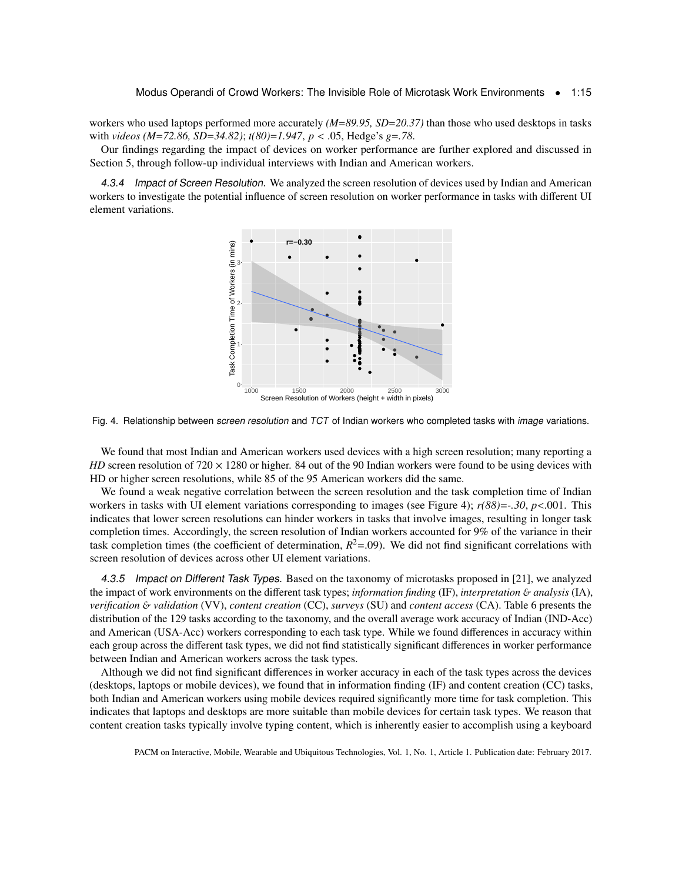workers who used laptops performed more accurately *(M=89.95, SD=20.37)* than those who used desktops in tasks with *videos (M=72.86, SD=34.82)*; *t(80)=1.947*, $p < .05$, Hedge's *g=.78*.

Our findings regarding the impact of devices on worker performance are further explored and discussed in Section 5, through follow-up individual interviews with Indian and American workers.

*4.3.4 Impact of Screen Resolution.* We analyzed the screen resolution of devices used by Indian and American workers to investigate the potential influence of screen resolution on worker performance in tasks with different UI element variations.

Fig. 4. Relationship between *screen resolution* and *TCT* of Indian workers who completed tasks with *image* variations.

We found that most Indian and American workers used devices with a high screen resolution; many reporting a *HD* screen resolution of $720 \times 1280$ or higher. 84 out of the 90 Indian workers were found to be using devices with HD or higher screen resolutions, while 85 of the 95 American workers did the same.

We found a weak negative correlation between the screen resolution and the task completion time of Indian workers in tasks with UI element variations corresponding to images (see Figure 4); *r(88)=-.30*, $p<.001$. This indicates that lower screen resolutions can hinder workers in tasks that involve images, resulting in longer task completion times. Accordingly, the screen resolution of Indian workers accounted for 9% of the variance in their task completion times (the coefficient of determination, $R^2$=.09). We did not find significant correlations with screen resolution of devices across other UI element variations.

*4.3.5 Impact on Different Task Types.* Based on the taxonomy of microtasks proposed in [21], we analyzed the impact of work environments on the different task types; *information finding* (IF), *interpretation & analysis* (IA), *verification & validation* (VV), *content creation* (CC), *surveys* (SU) and *content access* (CA). Table 6 presents the distribution of the 129 tasks according to the taxonomy, and the overall average work accuracy of Indian (IND-Acc) and American (USA-Acc) workers corresponding to each task type. While we found differences in accuracy within each group across the different task types, we did not find statistically significant differences in worker performance between Indian and American workers across the task types.

Although we did not find significant differences in worker accuracy in each of the task types across the devices (desktops, laptops or mobile devices), we found that in information finding (IF) and content creation (CC) tasks, both Indian and American workers using mobile devices required significantly more time for task completion. This indicates that laptops and desktops are more suitable than mobile devices for certain task types. We reason that content creation tasks typically involve typing content, which is inherently easier to accomplish using a keyboard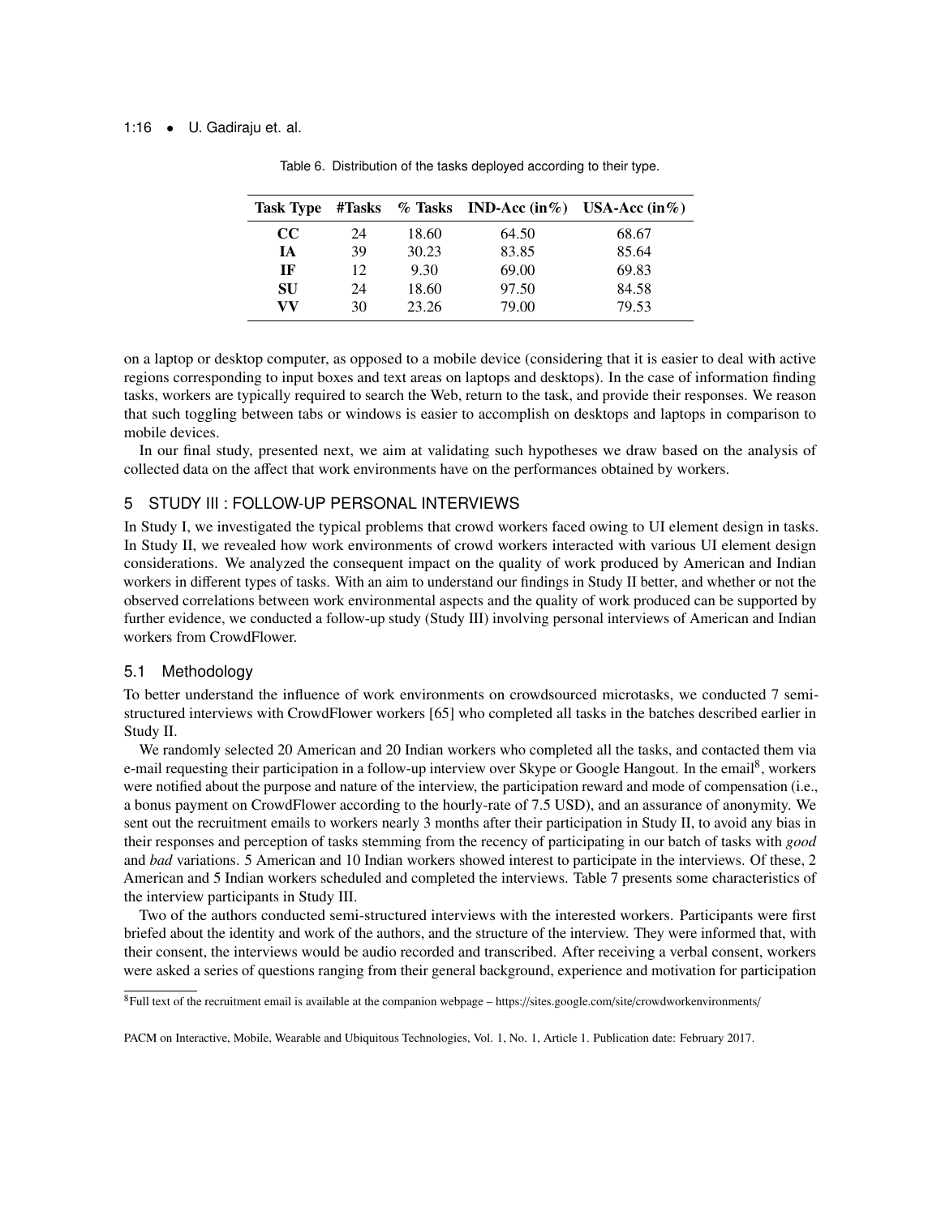Table 6. Distribution of the tasks deployed according to their type.

| Task Type | #Tasks | % Tasks | IND-Acc (in%) | USA-Acc (in%) |
|---|---|---|---|---|
| **CC** | 24 | 18.60 | 64.50 | 68.67 |
| **IA** | 39 | 30.23 | 83.85 | 85.64 |
| **IF** | 12 | 9.30 | 69.00 | 69.83 |
| **SU** | 24 | 18.60 | 97.50 | 84.58 |
| **VV** | 30 | 23.26 | 79.00 | 79.53 |

on a laptop or desktop computer, as opposed to a mobile device (considering that it is easier to deal with active regions corresponding to input boxes and text areas on laptops and desktops). In the case of information finding tasks, workers are typically required to search the Web, return to the task, and provide their responses. We reason that such toggling between tabs or windows is easier to accomplish on desktops and laptops in comparison to mobile devices.

In our final study, presented next, we aim at validating such hypotheses we draw based on the analysis of collected data on the affect that work environments have on the performances obtained by workers.

## 5 STUDY III : FOLLOW-UP PERSONAL INTERVIEWS

In Study I, we investigated the typical problems that crowd workers faced owing to UI element design in tasks. In Study II, we revealed how work environments of crowd workers interacted with various UI element design considerations. We analyzed the consequent impact on the quality of work produced by American and Indian workers in different types of tasks. With an aim to understand our findings in Study II better, and whether or not the observed correlations between work environmental aspects and the quality of work produced can be supported by further evidence, we conducted a follow-up study (Study III) involving personal interviews of American and Indian workers from CrowdFlower.

### 5.1 Methodology

To better understand the influence of work environments on crowdsourced microtasks, we conducted 7 semi-structured interviews with CrowdFlower workers [65] who completed all tasks in the batches described earlier in Study II.

We randomly selected 20 American and 20 Indian workers who completed all the tasks, and contacted them via e-mail requesting their participation in a follow-up interview over Skype or Google Hangout. In the email[8], workers were notified about the purpose and nature of the interview, the participation reward and mode of compensation (i.e., a bonus payment on CrowdFlower according to the hourly-rate of 7.5 USD), and an assurance of anonymity. We sent out the recruitment emails to workers nearly 3 months after their participation in Study II, to avoid any bias in their responses and perception of tasks stemming from the recency of participating in our batch of tasks with *good* and *bad* variations. 5 American and 10 Indian workers showed interest to participate in the interviews. Of these, 2 American and 5 Indian workers scheduled and completed the interviews. Table 7 presents some characteristics of the interview participants in Study III.

Two of the authors conducted semi-structured interviews with the interested workers. Participants were first briefed about the identity and work of the authors, and the structure of the interview. They were informed that, with their consent, the interviews would be audio recorded and transcribed. After receiving a verbal consent, workers were asked a series of questions ranging from their general background, experience and motivation for participation

[8]Full text of the recruitment email is available at the companion webpage – https://sites.google.com/site/crowdworkenvironments/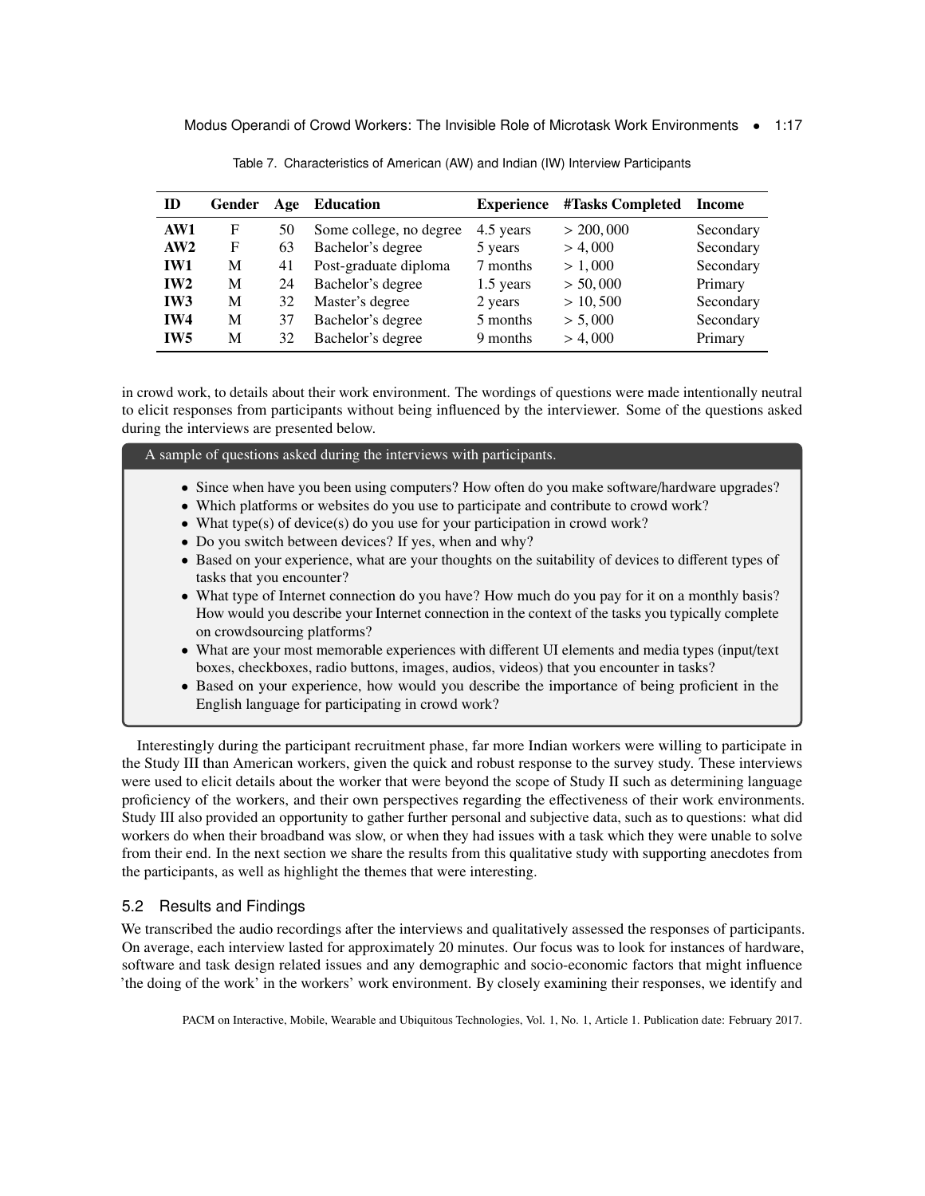Table 7. Characteristics of American (AW) and Indian (IW) Interview Participants

| ID | Gender | Age | Education | Experience | #Tasks Completed | Income |
|---|---|---|---|---|---|---|
| **AW1** | F | 50 | Some college, no degree | 4.5 years | $> 200,000$ | Secondary |
| **AW2** | F | 63 | Bachelor's degree | 5 years | $> 4,000$ | Secondary |
| **IW1** | M | 41 | Post-graduate diploma | 7 months | $> 1,000$ | Secondary |
| **IW2** | M | 24 | Bachelor's degree | 1.5 years | $> 50,000$ | Primary |
| **IW3** | M | 32 | Master's degree | 2 years | $> 10,500$ | Secondary |
| **IW4** | M | 37 | Bachelor's degree | 5 months | $> 5,000$ | Secondary |
| **IW5** | M | 32 | Bachelor's degree | 9 months | $> 4,000$ | Primary |

in crowd work, to details about their work environment. The wordings of questions were made intentionally neutral to elicit responses from participants without being influenced by the interviewer. Some of the questions asked during the interviews are presented below.

A sample of questions asked during the interviews with participants.

- Since when have you been using computers? How often do you make software/hardware upgrades?
- Which platforms or websites do you use to participate and contribute to crowd work?
- What type(s) of device(s) do you use for your participation in crowd work?
- Do you switch between devices? If yes, when and why?
- Based on your experience, what are your thoughts on the suitability of devices to different types of tasks that you encounter?
- What type of Internet connection do you have? How much do you pay for it on a monthly basis? How would you describe your Internet connection in the context of the tasks you typically complete on crowdsourcing platforms?
- What are your most memorable experiences with different UI elements and media types (input/text boxes, checkboxes, radio buttons, images, audios, videos) that you encounter in tasks?
- Based on your experience, how would you describe the importance of being proficient in the English language for participating in crowd work?

Interestingly during the participant recruitment phase, far more Indian workers were willing to participate in the Study III than American workers, given the quick and robust response to the survey study. These interviews were used to elicit details about the worker that were beyond the scope of Study II such as determining language proficiency of the workers, and their own perspectives regarding the effectiveness of their work environments. Study III also provided an opportunity to gather further personal and subjective data, such as to questions: what did workers do when their broadband was slow, or when they had issues with a task which they were unable to solve from their end. In the next section we share the results from this qualitative study with supporting anecdotes from the participants, as well as highlight the themes that were interesting.

## 5.2 Results and Findings

We transcribed the audio recordings after the interviews and qualitatively assessed the responses of participants. On average, each interview lasted for approximately 20 minutes. Our focus was to look for instances of hardware, software and task design related issues and any demographic and socio-economic factors that might influence 'the doing of the work' in the workers' work environment. By closely examining their responses, we identify and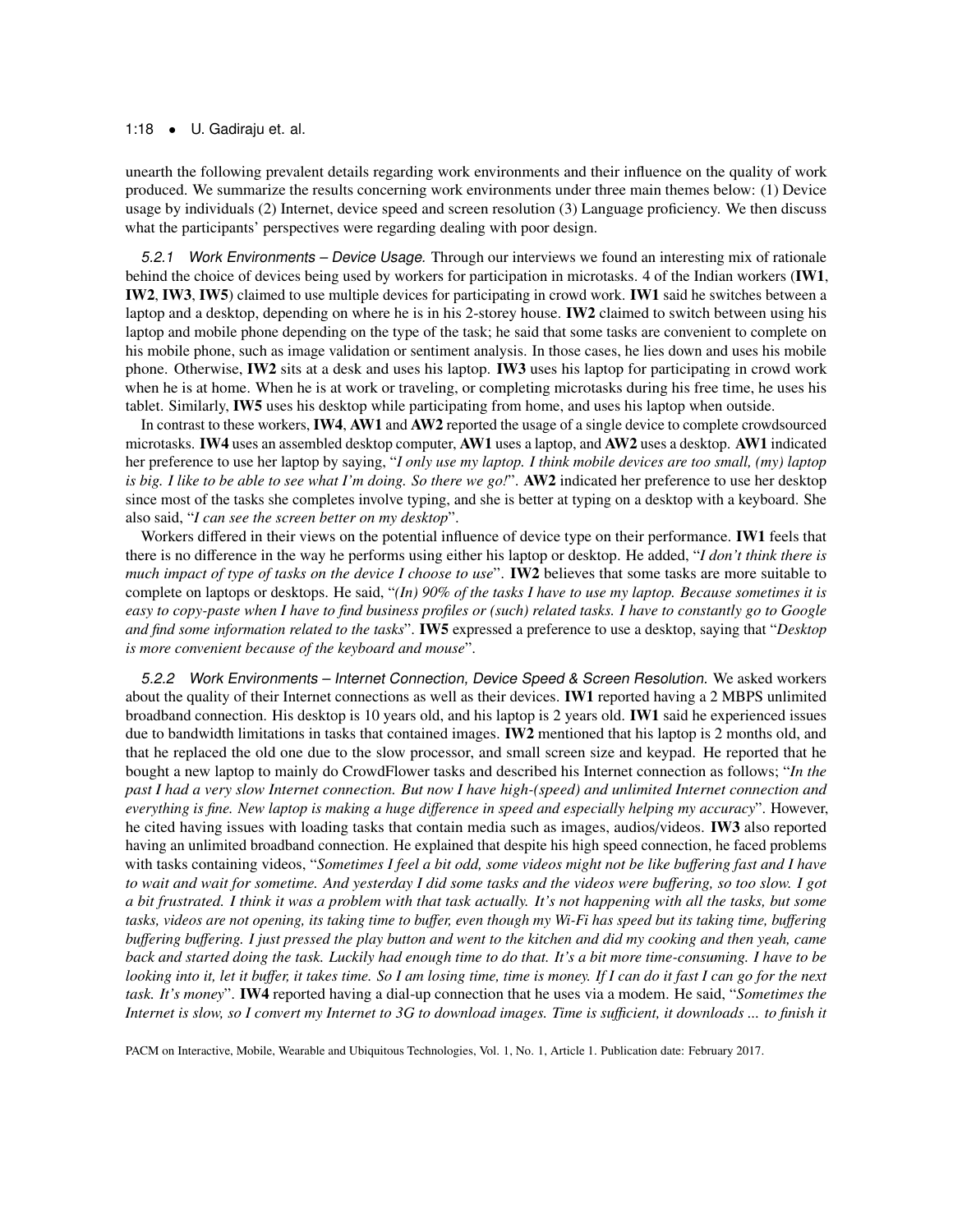unearth the following prevalent details regarding work environments and their influence on the quality of work produced. We summarize the results concerning work environments under three main themes below: (1) Device usage by individuals (2) Internet, device speed and screen resolution (3) Language proficiency. We then discuss what the participants' perspectives were regarding dealing with poor design.

#### 5.2.1 *Work Environments – Device Usage.*

Through our interviews we found an interesting mix of rationale behind the choice of devices being used by workers for participation in microtasks. 4 of the Indian workers (**IW1**, **IW2**, **IW3**, **IW5**) claimed to use multiple devices for participating in crowd work. **IW1** said he switches between a laptop and a desktop, depending on where he is in his 2-storey house. **IW2** claimed to switch between using his laptop and mobile phone depending on the type of the task; he said that some tasks are convenient to complete on his mobile phone, such as image validation or sentiment analysis. In those cases, he lies down and uses his mobile phone. Otherwise, **IW2** sits at a desk and uses his laptop. **IW3** uses his laptop for participating in crowd work when he is at home. When he is at work or traveling, or completing microtasks during his free time, he uses his tablet. Similarly, **IW5** uses his desktop while participating from home, and uses his laptop when outside.

In contrast to these workers, **IW4**, **AW1** and **AW2** reported the usage of a single device to complete crowdsourced microtasks. **IW4** uses an assembled desktop computer, **AW1** uses a laptop, and **AW2** uses a desktop. **AW1** indicated her preference to use her laptop by saying, "*I only use my laptop. I think mobile devices are too small, (my) laptop is big. I like to be able to see what I'm doing. So there we go!*". **AW2** indicated her preference to use her desktop since most of the tasks she completes involve typing, and she is better at typing on a desktop with a keyboard. She also said, "*I can see the screen better on my desktop*".

Workers differed in their views on the potential influence of device type on their performance. **IW1** feels that there is no difference in the way he performs using either his laptop or desktop. He added, "*I don't think there is much impact of type of tasks on the device I choose to use*". **IW2** believes that some tasks are more suitable to complete on laptops or desktops. He said, "*(In) 90% of the tasks I have to use my laptop. Because sometimes it is easy to copy-paste when I have to find business profiles or (such) related tasks. I have to constantly go to Google and find some information related to the tasks*". **IW5** expressed a preference to use a desktop, saying that "*Desktop is more convenient because of the keyboard and mouse*".

#### 5.2.2 *Work Environments – Internet Connection, Device Speed & Screen Resolution.*

We asked workers about the quality of their Internet connections as well as their devices. **IW1** reported having a 2 MBPS unlimited broadband connection. His desktop is 10 years old, and his laptop is 2 years old. **IW1** said he experienced issues due to bandwidth limitations in tasks that contained images. **IW2** mentioned that his laptop is 2 months old, and that he replaced the old one due to the slow processor, and small screen size and keypad. He reported that he bought a new laptop to mainly do CrowdFlower tasks and described his Internet connection as follows; "*In the past I had a very slow Internet connection. But now I have high-(speed) and unlimited Internet connection and everything is fine. New laptop is making a huge difference in speed and especially helping my accuracy*". However, he cited having issues with loading tasks that contain media such as images, audios/videos. **IW3** also reported having an unlimited broadband connection. He explained that despite his high speed connection, he faced problems with tasks containing videos, "*Sometimes I feel a bit odd, some videos might not be like buffering fast and I have to wait and wait for sometime. And yesterday I did some tasks and the videos were buffering, so too slow. I got a bit frustrated. I think it was a problem with that task actually. It's not happening with all the tasks, but some tasks, videos are not opening, its taking time to buffer, even though my Wi-Fi has speed but its taking time, buffering buffering buffering. I just pressed the play button and went to the kitchen and did my cooking and then yeah, came back and started doing the task. Luckily had enough time to do that. It's a bit more time-consuming. I have to be looking into it, let it buffer, it takes time. So I am losing time, time is money. If I can do it fast I can go for the next task. It's money*". **IW4** reported having a dial-up connection that he uses via a modem. He said, "*Sometimes the Internet is slow, so I convert my Internet to 3G to download images. Time is sufficient, it downloads ... to finish it*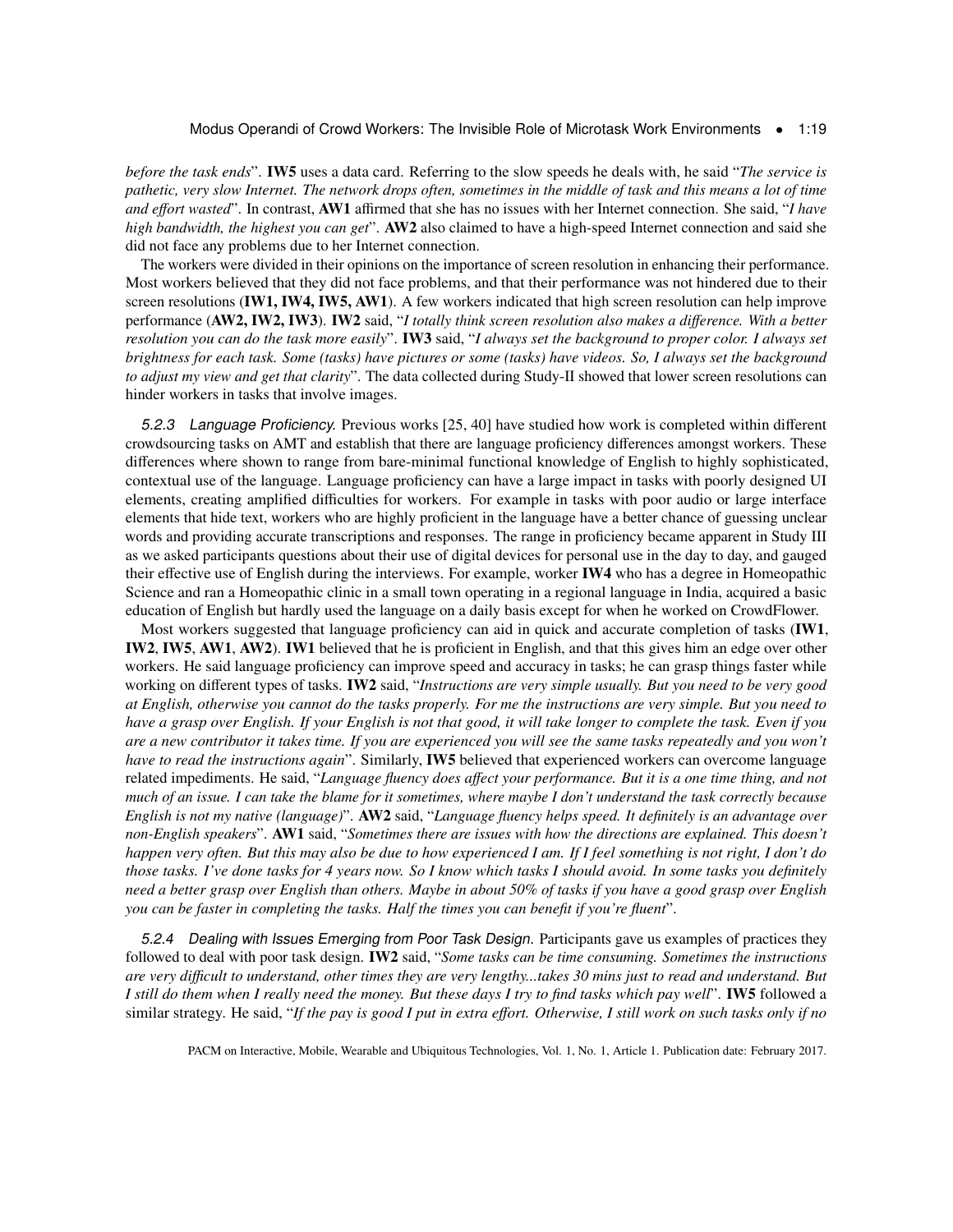*before the task ends*". **IW5** uses a data card. Referring to the slow speeds he deals with, he said "*The service is pathetic, very slow Internet. The network drops often, sometimes in the middle of task and this means a lot of time and effort wasted*". In contrast, **AW1** affirmed that she has no issues with her Internet connection. She said, "*I have high bandwidth, the highest you can get*". **AW2** also claimed to have a high-speed Internet connection and said she did not face any problems due to her Internet connection.

The workers were divided in their opinions on the importance of screen resolution in enhancing their performance. Most workers believed that they did not face problems, and that their performance was not hindered due to their screen resolutions (**IW1, IW4, IW5, AW1**). A few workers indicated that high screen resolution can help improve performance (**AW2, IW2, IW3**). **IW2** said, "*I totally think screen resolution also makes a difference. With a better resolution you can do the task more easily*". **IW3** said, "*I always set the background to proper color. I always set brightness for each task. Some (tasks) have pictures or some (tasks) have videos. So, I always set the background to adjust my view and get that clarity*". The data collected during Study-II showed that lower screen resolutions can hinder workers in tasks that involve images.

*5.2.3 Language Proficiency.* Previous works [25, 40] have studied how work is completed within different crowdsourcing tasks on AMT and establish that there are language proficiency differences amongst workers. These differences where shown to range from bare-minimal functional knowledge of English to highly sophisticated, contextual use of the language. Language proficiency can have a large impact in tasks with poorly designed UI elements, creating amplified difficulties for workers. For example in tasks with poor audio or large interface elements that hide text, workers who are highly proficient in the language have a better chance of guessing unclear words and providing accurate transcriptions and responses. The range in proficiency became apparent in Study III as we asked participants questions about their use of digital devices for personal use in the day to day, and gauged their effective use of English during the interviews. For example, worker **IW4** who has a degree in Homeopathic Science and ran a Homeopathic clinic in a small town operating in a regional language in India, acquired a basic education of English but hardly used the language on a daily basis except for when he worked on CrowdFlower.

Most workers suggested that language proficiency can aid in quick and accurate completion of tasks (**IW1**, **IW2**, **IW5**, **AW1**, **AW2**). **IW1** believed that he is proficient in English, and that this gives him an edge over other workers. He said language proficiency can improve speed and accuracy in tasks; he can grasp things faster while working on different types of tasks. **IW2** said, "*Instructions are very simple usually. But you need to be very good at English, otherwise you cannot do the tasks properly. For me the instructions are very simple. But you need to have a grasp over English. If your English is not that good, it will take longer to complete the task. Even if you are a new contributor it takes time. If you are experienced you will see the same tasks repeatedly and you won't have to read the instructions again*". Similarly, **IW5** believed that experienced workers can overcome language related impediments. He said, "*Language fluency does affect your performance. But it is a one time thing, and not much of an issue. I can take the blame for it sometimes, where maybe I don't understand the task correctly because English is not my native (language)*". **AW2** said, "*Language fluency helps speed. It definitely is an advantage over non-English speakers*". **AW1** said, "*Sometimes there are issues with how the directions are explained. This doesn't happen very often. But this may also be due to how experienced I am. If I feel something is not right, I don't do those tasks. I've done tasks for 4 years now. So I know which tasks I should avoid. In some tasks you definitely need a better grasp over English than others. Maybe in about 50% of tasks if you have a good grasp over English you can be faster in completing the tasks. Half the times you can benefit if you're fluent*".

*5.2.4 Dealing with Issues Emerging from Poor Task Design.* Participants gave us examples of practices they followed to deal with poor task design. **IW2** said, "*Some tasks can be time consuming. Sometimes the instructions are very difficult to understand, other times they are very lengthy...takes 30 mins just to read and understand. But I still do them when I really need the money. But these days I try to find tasks which pay well*". **IW5** followed a similar strategy. He said, "*If the pay is good I put in extra effort. Otherwise, I still work on such tasks only if no*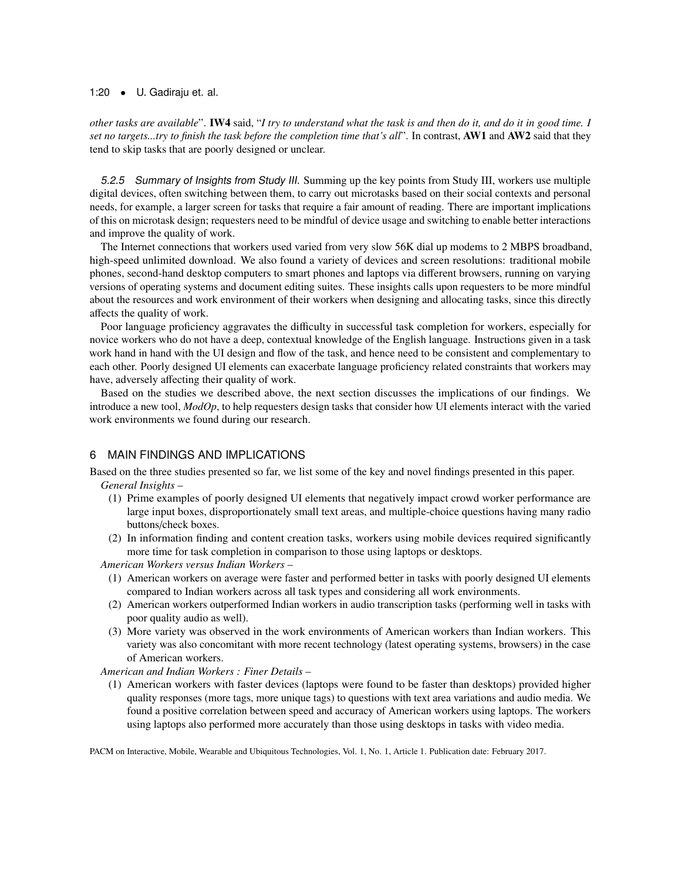*other tasks are available*". **IW4** said, "*I try to understand what the task is and then do it, and do it in good time. I set no targets...try to finish the task before the completion time that's all*". In contrast, **AW1** and **AW2** said that they tend to skip tasks that are poorly designed or unclear.

#### 5.2.5 Summary of Insights from Study III.

Summing up the key points from Study III, workers use multiple digital devices, often switching between them, to carry out microtasks based on their social contexts and personal needs, for example, a larger screen for tasks that require a fair amount of reading. There are important implications of this on microtask design; requesters need to be mindful of device usage and switching to enable better interactions and improve the quality of work.

The Internet connections that workers used varied from very slow 56K dial up modems to 2 MBPS broadband, high-speed unlimited download. We also found a variety of devices and screen resolutions: traditional mobile phones, second-hand desktop computers to smart phones and laptops via different browsers, running on varying versions of operating systems and document editing suites. These insights calls upon requesters to be more mindful about the resources and work environment of their workers when designing and allocating tasks, since this directly affects the quality of work.

Poor language proficiency aggravates the difficulty in successful task completion for workers, especially for novice workers who do not have a deep, contextual knowledge of the English language. Instructions given in a task work hand in hand with the UI design and flow of the task, and hence need to be consistent and complementary to each other. Poorly designed UI elements can exacerbate language proficiency related constraints that workers may have, adversely affecting their quality of work.

Based on the studies we described above, the next section discusses the implications of our findings. We introduce a new tool, *ModOp*, to help requesters design tasks that consider how UI elements interact with the varied work environments we found during our research.

## 6 MAIN FINDINGS AND IMPLICATIONS

Based on the three studies presented so far, we list some of the key and novel findings presented in this paper.

*General Insights –*

1. Prime examples of poorly designed UI elements that negatively impact crowd worker performance are large input boxes, disproportionately small text areas, and multiple-choice questions having many radio buttons/check boxes.
2. In information finding and content creation tasks, workers using mobile devices required significantly more time for task completion in comparison to those using laptops or desktops.

*American Workers versus Indian Workers –*

1. American workers on average were faster and performed better in tasks with poorly designed UI elements compared to Indian workers across all task types and considering all work environments.
2. American workers outperformed Indian workers in audio transcription tasks (performing well in tasks with poor quality audio as well).
3. More variety was observed in the work environments of American workers than Indian workers. This variety was also concomitant with more recent technology (latest operating systems, browsers) in the case of American workers.

*American and Indian Workers : Finer Details –*

1. American workers with faster devices (laptops were found to be faster than desktops) provided higher quality responses (more tags, more unique tags) to questions with text area variations and audio media. We found a positive correlation between speed and accuracy of American workers using laptops. The workers using laptops also performed more accurately than those using desktops in tasks with video media.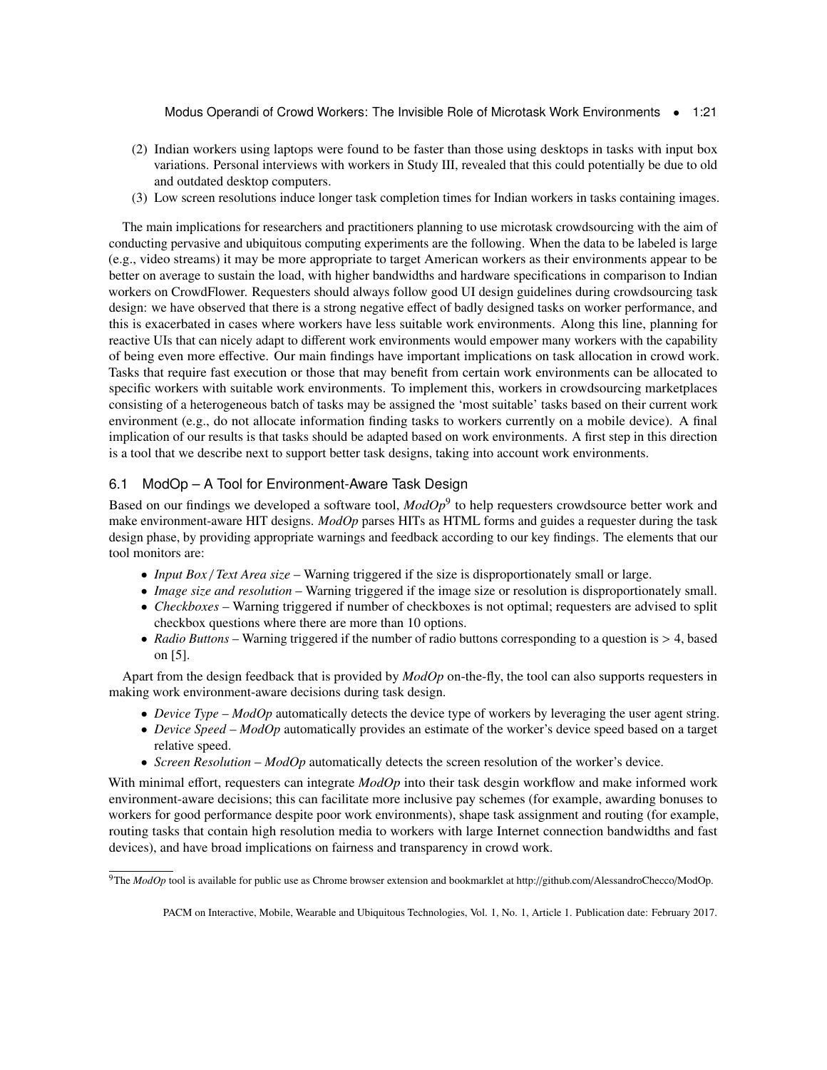(2) Indian workers using laptops were found to be faster than those using desktops in tasks with input box variations. Personal interviews with workers in Study III, revealed that this could potentially be due to old and outdated desktop computers.
(3) Low screen resolutions induce longer task completion times for Indian workers in tasks containing images.

The main implications for researchers and practitioners planning to use microtask crowdsourcing with the aim of conducting pervasive and ubiquitous computing experiments are the following. When the data to be labeled is large (e.g., video streams) it may be more appropriate to target American workers as their environments appear to be better on average to sustain the load, with higher bandwidths and hardware specifications in comparison to Indian workers on CrowdFlower. Requesters should always follow good UI design guidelines during crowdsourcing task design: we have observed that there is a strong negative effect of badly designed tasks on worker performance, and this is exacerbated in cases where workers have less suitable work environments. Along this line, planning for reactive UIs that can nicely adapt to different work environments would empower many workers with the capability of being even more effective. Our main findings have important implications on task allocation in crowd work. Tasks that require fast execution or those that may benefit from certain work environments can be allocated to specific workers with suitable work environments. To implement this, workers in crowdsourcing marketplaces consisting of a heterogeneous batch of tasks may be assigned the 'most suitable' tasks based on their current work environment (e.g., do not allocate information finding tasks to workers currently on a mobile device). A final implication of our results is that tasks should be adapted based on work environments. A first step in this direction is a tool that we describe next to support better task designs, taking into account work environments.

## 6.1 ModOp – A Tool for Environment-Aware Task Design

Based on our findings we developed a software tool, *ModOp*[9] to help requesters crowdsource better work and make environment-aware HIT designs. *ModOp* parses HITs as HTML forms and guides a requester during the task design phase, by providing appropriate warnings and feedback according to our key findings. The elements that our tool monitors are:

- *Input Box / Text Area size* – Warning triggered if the size is disproportionately small or large.
- *Image size and resolution* – Warning triggered if the image size or resolution is disproportionately small.
- *Checkboxes* – Warning triggered if number of checkboxes is not optimal; requesters are advised to split checkbox questions where there are more than 10 options.
- *Radio Buttons* – Warning triggered if the number of radio buttons corresponding to a question is > 4, based on [5].

Apart from the design feedback that is provided by *ModOp* on-the-fly, the tool can also supports requesters in making work environment-aware decisions during task design.

- *Device Type – ModOp* automatically detects the device type of workers by leveraging the user agent string.
- *Device Speed – ModOp* automatically provides an estimate of the worker's device speed based on a target relative speed.
- *Screen Resolution – ModOp* automatically detects the screen resolution of the worker's device.

With minimal effort, requesters can integrate *ModOp* into their task desgin workflow and make informed work environment-aware decisions; this can facilitate more inclusive pay schemes (for example, awarding bonuses to workers for good performance despite poor work environments), shape task assignment and routing (for example, routing tasks that contain high resolution media to workers with large Internet connection bandwidths and fast devices), and have broad implications on fairness and transparency in crowd work.

[9] The *ModOp* tool is available for public use as Chrome browser extension and bookmarklet at http://github.com/AlessandroChecco/ModOp.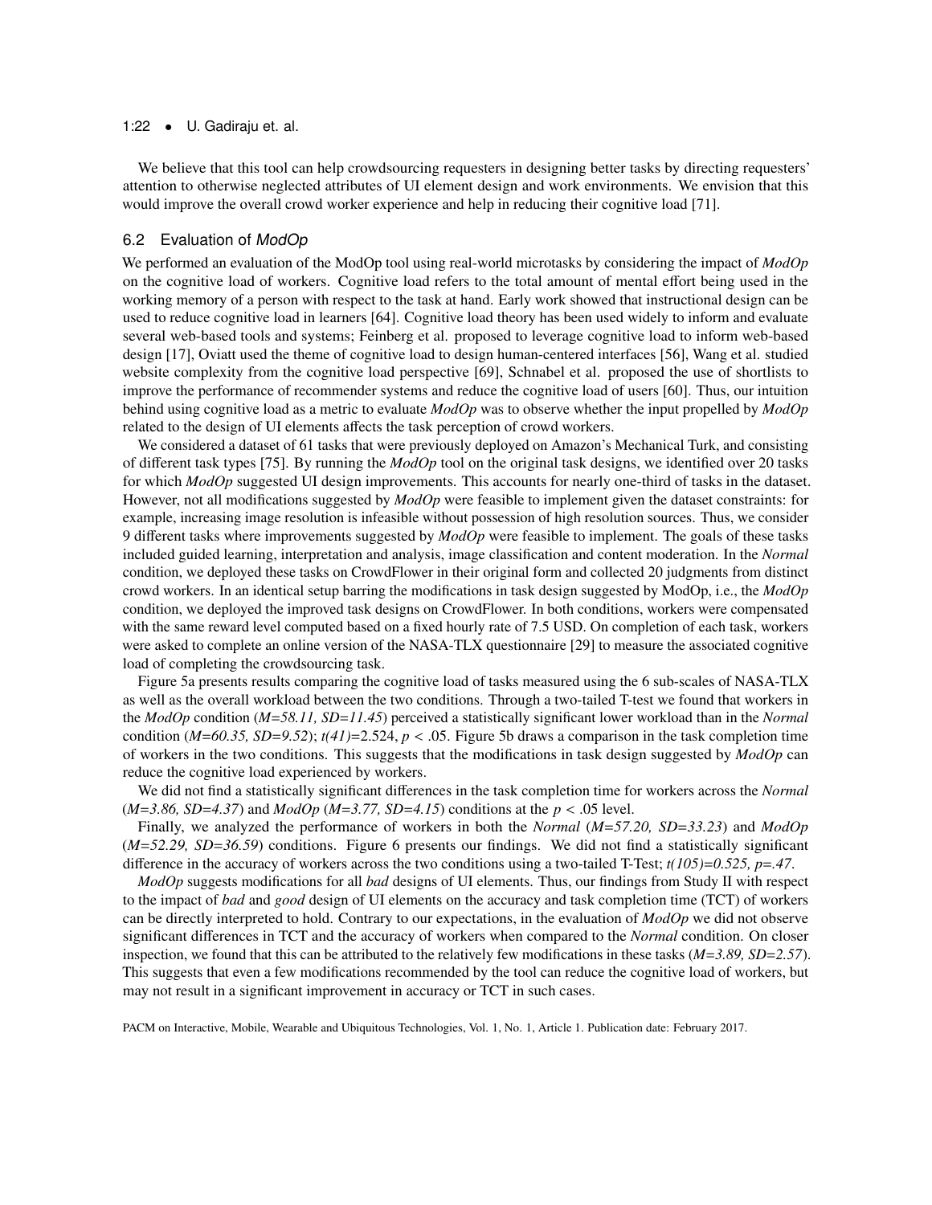We believe that this tool can help crowdsourcing requesters in designing better tasks by directing requesters' attention to otherwise neglected attributes of UI element design and work environments. We envision that this would improve the overall crowd worker experience and help in reducing their cognitive load [71].

## 6.2 Evaluation of *ModOp*

We performed an evaluation of the ModOp tool using real-world microtasks by considering the impact of *ModOp* on the cognitive load of workers. Cognitive load refers to the total amount of mental effort being used in the working memory of a person with respect to the task at hand. Early work showed that instructional design can be used to reduce cognitive load in learners [64]. Cognitive load theory has been used widely to inform and evaluate several web-based tools and systems; Feinberg et al. proposed to leverage cognitive load to inform web-based design [17], Oviatt used the theme of cognitive load to design human-centered interfaces [56], Wang et al. studied website complexity from the cognitive load perspective [69], Schnabel et al. proposed the use of shortlists to improve the performance of recommender systems and reduce the cognitive load of users [60]. Thus, our intuition behind using cognitive load as a metric to evaluate *ModOp* was to observe whether the input propelled by *ModOp* related to the design of UI elements affects the task perception of crowd workers.

We considered a dataset of 61 tasks that were previously deployed on Amazon's Mechanical Turk, and consisting of different task types [75]. By running the *ModOp* tool on the original task designs, we identified over 20 tasks for which *ModOp* suggested UI design improvements. This accounts for nearly one-third of tasks in the dataset. However, not all modifications suggested by *ModOp* were feasible to implement given the dataset constraints: for example, increasing image resolution is infeasible without possession of high resolution sources. Thus, we consider 9 different tasks where improvements suggested by *ModOp* were feasible to implement. The goals of these tasks included guided learning, interpretation and analysis, image classification and content moderation. In the *Normal* condition, we deployed these tasks on CrowdFlower in their original form and collected 20 judgments from distinct crowd workers. In an identical setup barring the modifications in task design suggested by ModOp, i.e., the *ModOp* condition, we deployed the improved task designs on CrowdFlower. In both conditions, workers were compensated with the same reward level computed based on a fixed hourly rate of 7.5 USD. On completion of each task, workers were asked to complete an online version of the NASA-TLX questionnaire [29] to measure the associated cognitive load of completing the crowdsourcing task.

Figure 5a presents results comparing the cognitive load of tasks measured using the 6 sub-scales of NASA-TLX as well as the overall workload between the two conditions. Through a two-tailed T-test we found that workers in the *ModOp* condition (*M=58.11, SD=11.45*) perceived a statistically significant lower workload than in the *Normal* condition (*M=60.35, SD=9.52*); $t(41)=2.524$, $p < .05$. Figure 5b draws a comparison in the task completion time of workers in the two conditions. This suggests that the modifications in task design suggested by *ModOp* can reduce the cognitive load experienced by workers.

We did not find a statistically significant differences in the task completion time for workers across the *Normal* (*M=3.86, SD=4.37*) and *ModOp* (*M=3.77, SD=4.15*) conditions at the $p < .05$ level.

Finally, we analyzed the performance of workers in both the *Normal* (*M=57.20, SD=33.23*) and *ModOp* (*M=52.29, SD=36.59*) conditions. Figure 6 presents our findings. We did not find a statistically significant difference in the accuracy of workers across the two conditions using a two-tailed T-Test; $t(105)=0.525$, $p=.47$.

*ModOp* suggests modifications for all *bad* designs of UI elements. Thus, our findings from Study II with respect to the impact of *bad* and *good* design of UI elements on the accuracy and task completion time (TCT) of workers can be directly interpreted to hold. Contrary to our expectations, in the evaluation of *ModOp* we did not observe significant differences in TCT and the accuracy of workers when compared to the *Normal* condition. On closer inspection, we found that this can be attributed to the relatively few modifications in these tasks (*M=3.89, SD=2.57*). This suggests that even a few modifications recommended by the tool can reduce the cognitive load of workers, but may not result in a significant improvement in accuracy or TCT in such cases.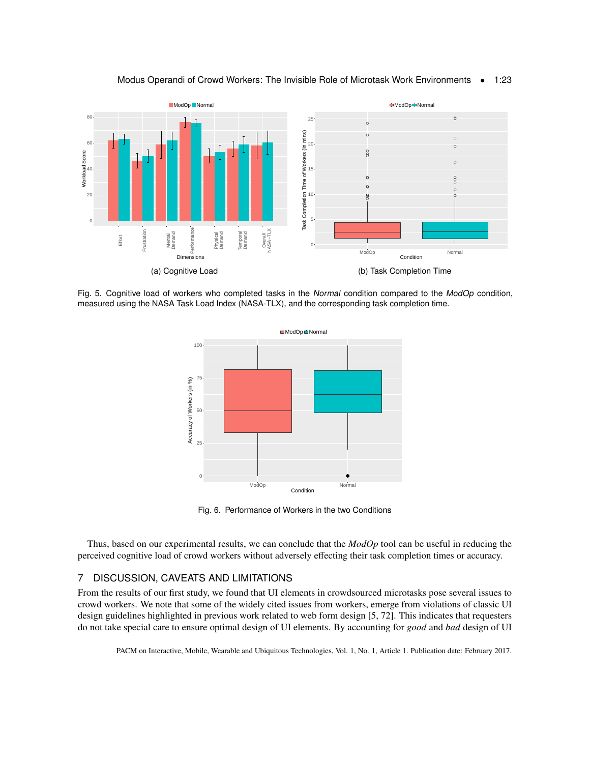(a) Cognitive Load

(b) Task Completion Time

Fig. 5. Cognitive load of workers who completed tasks in the *Normal* condition compared to the *ModOp* condition, measured using the NASA Task Load Index (NASA-TLX), and the corresponding task completion time.

Fig. 6. Performance of Workers in the two Conditions

Thus, based on our experimental results, we can conclude that the *ModOp* tool can be useful in reducing the perceived cognitive load of crowd workers without adversely effecting their task completion times or accuracy.

## 7 DISCUSSION, CAVEATS AND LIMITATIONS

From the results of our first study, we found that UI elements in crowdsourced microtasks pose several issues to crowd workers. We note that some of the widely cited issues from workers, emerge from violations of classic UI design guidelines highlighted in previous work related to web form design [5, 72]. This indicates that requesters do not take special care to ensure optimal design of UI elements. By accounting for *good* and *bad* design of UI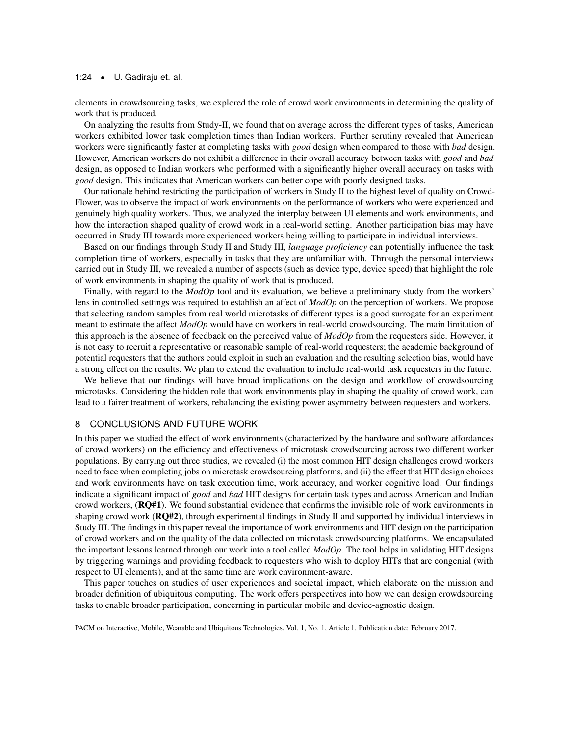elements in crowdsourcing tasks, we explored the role of crowd work environments in determining the quality of work that is produced.

On analyzing the results from Study-II, we found that on average across the different types of tasks, American workers exhibited lower task completion times than Indian workers. Further scrutiny revealed that American workers were significantly faster at completing tasks with *good* design when compared to those with *bad* design. However, American workers do not exhibit a difference in their overall accuracy between tasks with *good* and *bad* design, as opposed to Indian workers who performed with a significantly higher overall accuracy on tasks with *good* design. This indicates that American workers can better cope with poorly designed tasks.

Our rationale behind restricting the participation of workers in Study II to the highest level of quality on CrowdFlower, was to observe the impact of work environments on the performance of workers who were experienced and genuinely high quality workers. Thus, we analyzed the interplay between UI elements and work environments, and how the interaction shaped quality of crowd work in a real-world setting. Another participation bias may have occurred in Study III towards more experienced workers being willing to participate in individual interviews.

Based on our findings through Study II and Study III, *language proficiency* can potentially influence the task completion time of workers, especially in tasks that they are unfamiliar with. Through the personal interviews carried out in Study III, we revealed a number of aspects (such as device type, device speed) that highlight the role of work environments in shaping the quality of work that is produced.

Finally, with regard to the *ModOp* tool and its evaluation, we believe a preliminary study from the workers' lens in controlled settings was required to establish an affect of *ModOp* on the perception of workers. We propose that selecting random samples from real world microtasks of different types is a good surrogate for an experiment meant to estimate the affect *ModOp* would have on workers in real-world crowdsourcing. The main limitation of this approach is the absence of feedback on the perceived value of *ModOp* from the requesters side. However, it is not easy to recruit a representative or reasonable sample of real-world requesters; the academic background of potential requesters that the authors could exploit in such an evaluation and the resulting selection bias, would have a strong effect on the results. We plan to extend the evaluation to include real-world task requesters in the future.

We believe that our findings will have broad implications on the design and workflow of crowdsourcing microtasks. Considering the hidden role that work environments play in shaping the quality of crowd work, can lead to a fairer treatment of workers, rebalancing the existing power asymmetry between requesters and workers.

## 8 CONCLUSIONS AND FUTURE WORK

In this paper we studied the effect of work environments (characterized by the hardware and software affordances of crowd workers) on the efficiency and effectiveness of microtask crowdsourcing across two different worker populations. By carrying out three studies, we revealed (i) the most common HIT design challenges crowd workers need to face when completing jobs on microtask crowdsourcing platforms, and (ii) the effect that HIT design choices and work environments have on task execution time, work accuracy, and worker cognitive load. Our findings indicate a significant impact of *good* and *bad* HIT designs for certain task types and across American and Indian crowd workers, (**RQ#1**). We found substantial evidence that confirms the invisible role of work environments in shaping crowd work (**RQ#2**), through experimental findings in Study II and supported by individual interviews in Study III. The findings in this paper reveal the importance of work environments and HIT design on the participation of crowd workers and on the quality of the data collected on microtask crowdsourcing platforms. We encapsulated the important lessons learned through our work into a tool called *ModOp*. The tool helps in validating HIT designs by triggering warnings and providing feedback to requesters who wish to deploy HITs that are congenial (with respect to UI elements), and at the same time are work environment-aware.

This paper touches on studies of user experiences and societal impact, which elaborate on the mission and broader definition of ubiquitous computing. The work offers perspectives into how we can design crowdsourcing tasks to enable broader participation, concerning in particular mobile and device-agnostic design.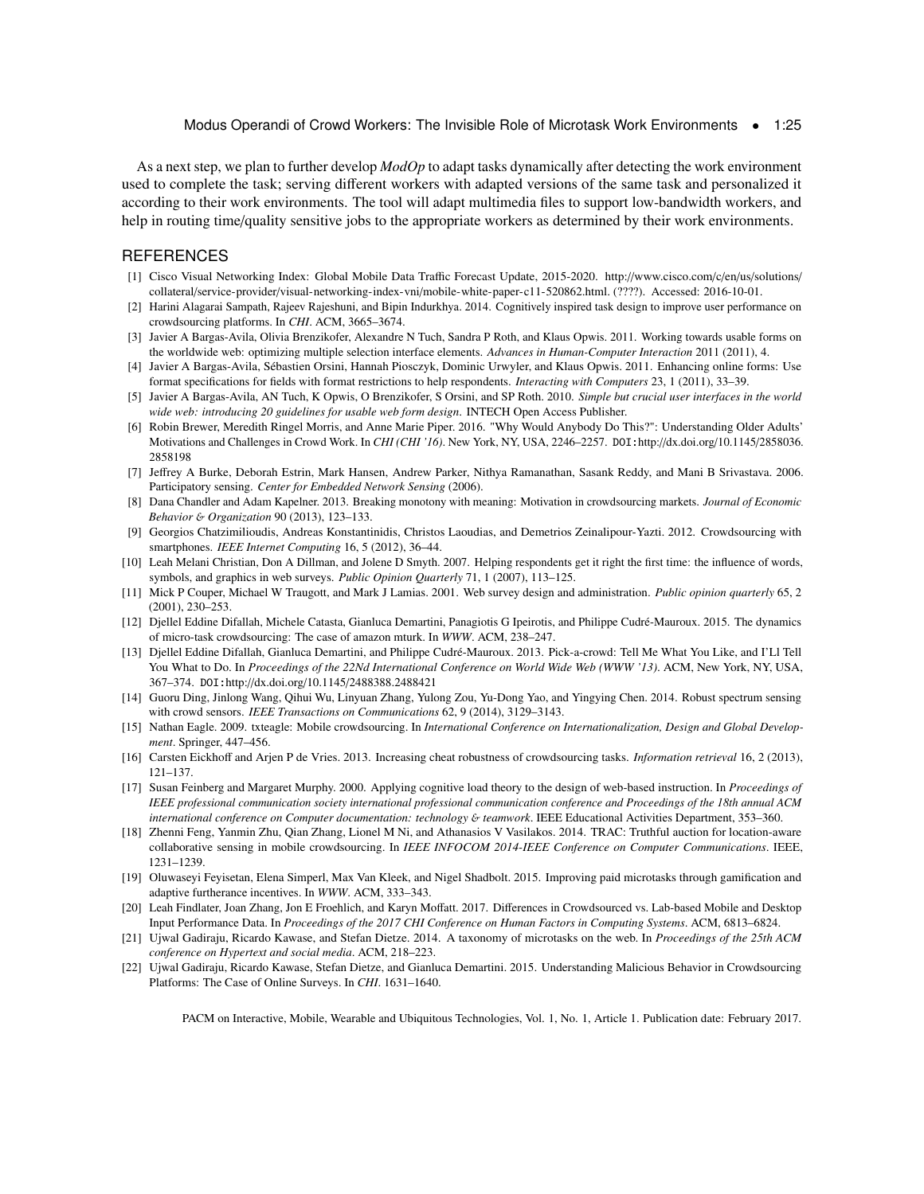As a next step, we plan to further develop *ModOp* to adapt tasks dynamically after detecting the work environment used to complete the task; serving different workers with adapted versions of the same task and personalized it according to their work environments. The tool will adapt multimedia files to support low-bandwidth workers, and help in routing time/quality sensitive jobs to the appropriate workers as determined by their work environments.

## REFERENCES

- [1] Cisco Visual Networking Index: Global Mobile Data Traffic Forecast Update, 2015-2020. http://www.cisco.com/c/en/us/solutions/collateral/service-provider/visual-networking-index-vni/mobile-white-paper-c11-520862.html. (????). Accessed: 2016-10-01.
- [2] Harini Alagarai Sampath, Rajeev Rajeshuni, and Bipin Indurkhya. 2014. Cognitively inspired task design to improve user performance on crowdsourcing platforms. In *CHI*. ACM, 3665–3674.
- [3] Javier A Bargas-Avila, Olivia Brenzikofer, Alexandre N Tuch, Sandra P Roth, and Klaus Opwis. 2011. Working towards usable forms on the worldwide web: optimizing multiple selection interface elements. *Advances in Human-Computer Interaction* 2011 (2011), 4.
- [4] Javier A Bargas-Avila, Sébastien Orsini, Hannah Piosczyk, Dominic Urwyler, and Klaus Opwis. 2011. Enhancing online forms: Use format specifications for fields with format restrictions to help respondents. *Interacting with Computers* 23, 1 (2011), 33–39.
- [5] Javier A Bargas-Avila, AN Tuch, K Opwis, O Brenzikofer, S Orsini, and SP Roth. 2010. *Simple but crucial user interfaces in the world wide web: introducing 20 guidelines for usable web form design*. INTECH Open Access Publisher.
- [6] Robin Brewer, Meredith Ringel Morris, and Anne Marie Piper. 2016. "Why Would Anybody Do This?": Understanding Older Adults' Motivations and Challenges in Crowd Work. In *CHI (CHI '16)*. New York, NY, USA, 2246–2257. DOI:http://dx.doi.org/10.1145/2858036.2858198
- [7] Jeffrey A Burke, Deborah Estrin, Mark Hansen, Andrew Parker, Nithya Ramanathan, Sasank Reddy, and Mani B Srivastava. 2006. Participatory sensing. *Center for Embedded Network Sensing* (2006).
- [8] Dana Chandler and Adam Kapelner. 2013. Breaking monotony with meaning: Motivation in crowdsourcing markets. *Journal of Economic Behavior & Organization* 90 (2013), 123–133.
- [9] Georgios Chatzimilioudis, Andreas Konstantinidis, Christos Laoudias, and Demetrios Zeinalipour-Yazti. 2012. Crowdsourcing with smartphones. *IEEE Internet Computing* 16, 5 (2012), 36–44.
- [10] Leah Melani Christian, Don A Dillman, and Jolene D Smyth. 2007. Helping respondents get it right the first time: the influence of words, symbols, and graphics in web surveys. *Public Opinion Quarterly* 71, 1 (2007), 113–125.
- [11] Mick P Couper, Michael W Traugott, and Mark J Lamias. 2001. Web survey design and administration. *Public opinion quarterly* 65, 2 (2001), 230–253.
- [12] Djellel Eddine Difallah, Michele Catasta, Gianluca Demartini, Panagiotis G Ipeirotis, and Philippe Cudré-Mauroux. 2015. The dynamics of micro-task crowdsourcing: The case of amazon mturk. In *WWW*. ACM, 238–247.
- [13] Djellel Eddine Difallah, Gianluca Demartini, and Philippe Cudré-Mauroux. 2013. Pick-a-crowd: Tell Me What You Like, and I'Ll Tell You What to Do. In *Proceedings of the 22Nd International Conference on World Wide Web (WWW '13)*. ACM, New York, NY, USA, 367–374. DOI:http://dx.doi.org/10.1145/2488388.2488421
- [14] Guoru Ding, Jinlong Wang, Qihui Wu, Linyuan Zhang, Yulong Zou, Yu-Dong Yao, and Yingying Chen. 2014. Robust spectrum sensing with crowd sensors. *IEEE Transactions on Communications* 62, 9 (2014), 3129–3143.
- [15] Nathan Eagle. 2009. txteagle: Mobile crowdsourcing. In *International Conference on Internationalization, Design and Global Development*. Springer, 447–456.
- [16] Carsten Eickhoff and Arjen P de Vries. 2013. Increasing cheat robustness of crowdsourcing tasks. *Information retrieval* 16, 2 (2013), 121–137.
- [17] Susan Feinberg and Margaret Murphy. 2000. Applying cognitive load theory to the design of web-based instruction. In *Proceedings of IEEE professional communication society international professional communication conference and Proceedings of the 18th annual ACM international conference on Computer documentation: technology & teamwork*. IEEE Educational Activities Department, 353–360.
- [18] Zhenni Feng, Yanmin Zhu, Qian Zhang, Lionel M Ni, and Athanasios V Vasilakos. 2014. TRAC: Truthful auction for location-aware collaborative sensing in mobile crowdsourcing. In *IEEE INFOCOM 2014-IEEE Conference on Computer Communications*. IEEE, 1231–1239.
- [19] Oluwaseyi Feyisetan, Elena Simperl, Max Van Kleek, and Nigel Shadbolt. 2015. Improving paid microtasks through gamification and adaptive furtherance incentives. In *WWW*. ACM, 333–343.
- [20] Leah Findlater, Joan Zhang, Jon E Froehlich, and Karyn Moffatt. 2017. Differences in Crowdsourced vs. Lab-based Mobile and Desktop Input Performance Data. In *Proceedings of the 2017 CHI Conference on Human Factors in Computing Systems*. ACM, 6813–6824.
- [21] Ujwal Gadiraju, Ricardo Kawase, and Stefan Dietze. 2014. A taxonomy of microtasks on the web. In *Proceedings of the 25th ACM conference on Hypertext and social media*. ACM, 218–223.
- [22] Ujwal Gadiraju, Ricardo Kawase, Stefan Dietze, and Gianluca Demartini. 2015. Understanding Malicious Behavior in Crowdsourcing Platforms: The Case of Online Surveys. In *CHI*. 1631–1640.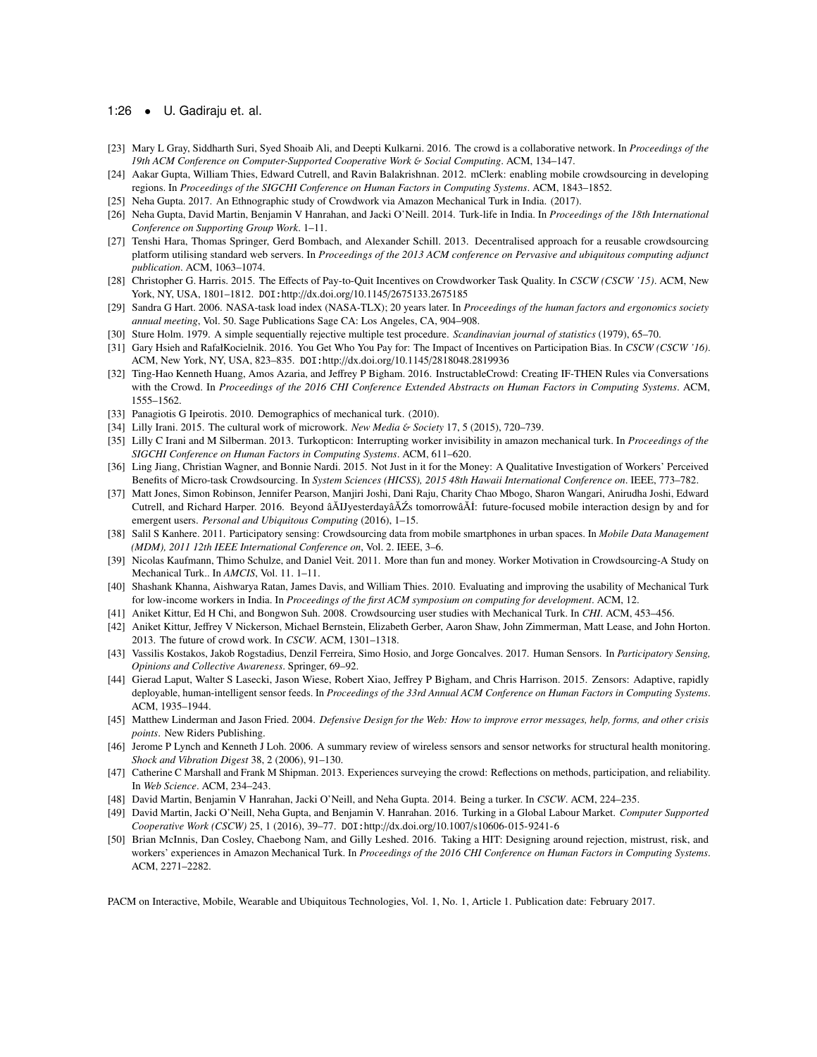[23] Mary L Gray, Siddharth Suri, Syed Shoaib Ali, and Deepti Kulkarni. 2016. The crowd is a collaborative network. In *Proceedings of the 19th ACM Conference on Computer-Supported Cooperative Work & Social Computing*. ACM, 134–147.

[24] Aakar Gupta, William Thies, Edward Cutrell, and Ravin Balakrishnan. 2012. mClerk: enabling mobile crowdsourcing in developing regions. In *Proceedings of the SIGCHI Conference on Human Factors in Computing Systems*. ACM, 1843–1852.

[25] Neha Gupta. 2017. An Ethnographic study of Crowdwork via Amazon Mechanical Turk in India. (2017).

[26] Neha Gupta, David Martin, Benjamin V Hanrahan, and Jacki O'Neill. 2014. Turk-life in India. In *Proceedings of the 18th International Conference on Supporting Group Work*. 1–11.

[27] Tenshi Hara, Thomas Springer, Gerd Bombach, and Alexander Schill. 2013. Decentralised approach for a reusable crowdsourcing platform utilising standard web servers. In *Proceedings of the 2013 ACM conference on Pervasive and ubiquitous computing adjunct publication*. ACM, 1063–1074.

[28] Christopher G. Harris. 2015. The Effects of Pay-to-Quit Incentives on Crowdworker Task Quality. In *CSCW (CSCW '15)*. ACM, New York, NY, USA, 1801–1812. DOI:http://dx.doi.org/10.1145/2675133.2675185

[29] Sandra G Hart. 2006. NASA-task load index (NASA-TLX); 20 years later. In *Proceedings of the human factors and ergonomics society annual meeting*, Vol. 50. Sage Publications Sage CA: Los Angeles, CA, 904–908.

[30] Sture Holm. 1979. A simple sequentially rejective multiple test procedure. *Scandinavian journal of statistics* (1979), 65–70.

[31] Gary Hsieh and RafałKocielnik. 2016. You Get Who You Pay for: The Impact of Incentives on Participation Bias. In *CSCW (CSCW '16)*. ACM, New York, NY, USA, 823–835. DOI:http://dx.doi.org/10.1145/2818048.2819936

[32] Ting-Hao Kenneth Huang, Amos Azaria, and Jeffrey P Bigham. 2016. InstructableCrowd: Creating IF-THEN Rules via Conversations with the Crowd. In *Proceedings of the 2016 CHI Conference Extended Abstracts on Human Factors in Computing Systems*. ACM, 1555–1562.

[33] Panagiotis G Ipeirotis. 2010. Demographics of mechanical turk. (2010).

[34] Lilly Irani. 2015. The cultural work of microwork. *New Media & Society* 17, 5 (2015), 720–739.

[35] Lilly C Irani and M Silberman. 2013. Turkopticon: Interrupting worker invisibility in amazon mechanical turk. In *Proceedings of the SIGCHI Conference on Human Factors in Computing Systems*. ACM, 611–620.

[36] Ling Jiang, Christian Wagner, and Bonnie Nardi. 2015. Not Just in it for the Money: A Qualitative Investigation of Workers' Perceived Benefits of Micro-task Crowdsourcing. In *System Sciences (HICSS), 2015 48th Hawaii International Conference on*. IEEE, 773–782.

[37] Matt Jones, Simon Robinson, Jennifer Pearson, Manjiri Joshi, Dani Raju, Charity Chao Mbogo, Sharon Wangari, Anirudha Joshi, Edward Cutrell, and Richard Harper. 2016. Beyond âĂIJyesterdayâĂŹs tomorrowâĂİ: future-focused mobile interaction design by and for emergent users. *Personal and Ubiquitous Computing* (2016), 1–15.

[38] Salil S Kanhere. 2011. Participatory sensing: Crowdsourcing data from mobile smartphones in urban spaces. In *Mobile Data Management (MDM), 2011 12th IEEE International Conference on*, Vol. 2. IEEE, 3–6.

[39] Nicolas Kaufmann, Thimo Schulze, and Daniel Veit. 2011. More than fun and money. Worker Motivation in Crowdsourcing-A Study on Mechanical Turk.. In *AMCIS*, Vol. 11. 1–11.

[40] Shashank Khanna, Aishwarya Ratan, James Davis, and William Thies. 2010. Evaluating and improving the usability of Mechanical Turk for low-income workers in India. In *Proceedings of the first ACM symposium on computing for development*. ACM, 12.

[41] Aniket Kittur, Ed H Chi, and Bongwon Suh. 2008. Crowdsourcing user studies with Mechanical Turk. In *CHI*. ACM, 453–456.

[42] Aniket Kittur, Jeffrey V Nickerson, Michael Bernstein, Elizabeth Gerber, Aaron Shaw, John Zimmerman, Matt Lease, and John Horton. 2013. The future of crowd work. In *CSCW*. ACM, 1301–1318.

[43] Vassilis Kostakos, Jakob Rogstadius, Denzil Ferreira, Simo Hosio, and Jorge Goncalves. 2017. Human Sensors. In *Participatory Sensing, Opinions and Collective Awareness*. Springer, 69–92.

[44] Gierad Laput, Walter S Lasecki, Jason Wiese, Robert Xiao, Jeffrey P Bigham, and Chris Harrison. 2015. Zensors: Adaptive, rapidly deployable, human-intelligent sensor feeds. In *Proceedings of the 33rd Annual ACM Conference on Human Factors in Computing Systems*. ACM, 1935–1944.

[45] Matthew Linderman and Jason Fried. 2004. *Defensive Design for the Web: How to improve error messages, help, forms, and other crisis points*. New Riders Publishing.

[46] Jerome P Lynch and Kenneth J Loh. 2006. A summary review of wireless sensors and sensor networks for structural health monitoring. *Shock and Vibration Digest* 38, 2 (2006), 91–130.

[47] Catherine C Marshall and Frank M Shipman. 2013. Experiences surveying the crowd: Reflections on methods, participation, and reliability. In *Web Science*. ACM, 234–243.

[48] David Martin, Benjamin V Hanrahan, Jacki O'Neill, and Neha Gupta. 2014. Being a turker. In *CSCW*. ACM, 224–235.

[49] David Martin, Jacki O'Neill, Neha Gupta, and Benjamin V. Hanrahan. 2016. Turking in a Global Labour Market. *Computer Supported Cooperative Work (CSCW)* 25, 1 (2016), 39–77. DOI:http://dx.doi.org/10.1007/s10606-015-9241-6

[50] Brian McInnis, Dan Cosley, Chaebong Nam, and Gilly Leshed. 2016. Taking a HIT: Designing around rejection, mistrust, risk, and workers' experiences in Amazon Mechanical Turk. In *Proceedings of the 2016 CHI Conference on Human Factors in Computing Systems*. ACM, 2271–2282.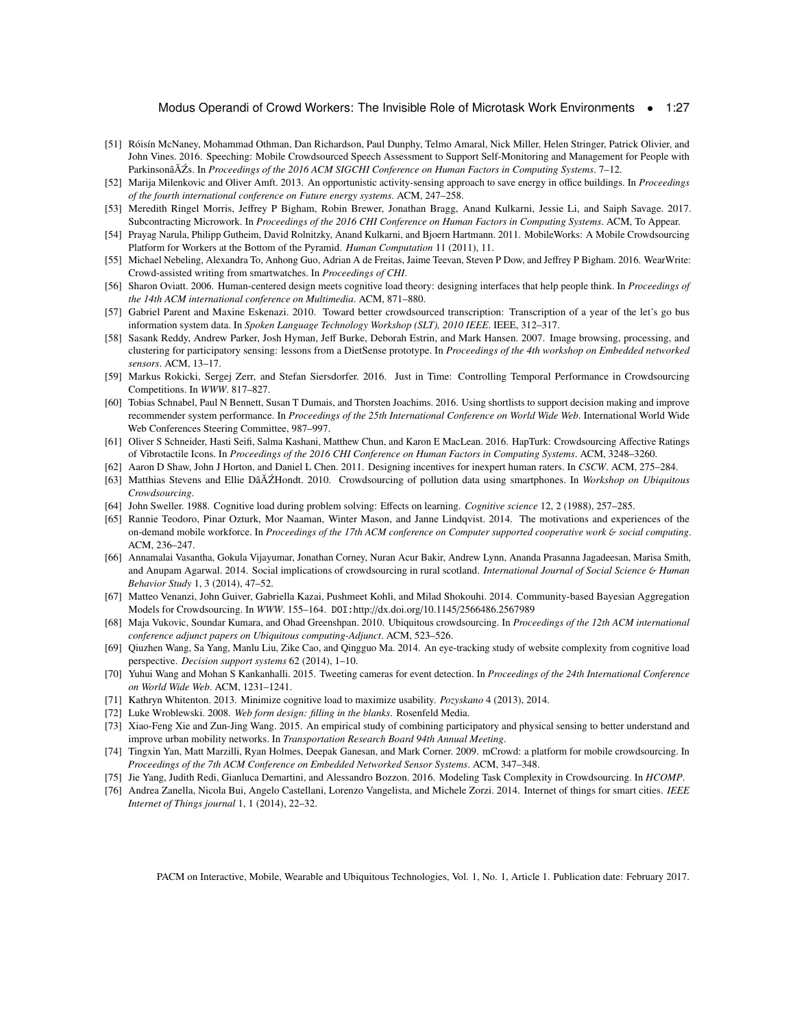[51] Róisín McNaney, Mohammad Othman, Dan Richardson, Paul Dunphy, Telmo Amaral, Nick Miller, Helen Stringer, Patrick Olivier, and John Vines. 2016. Speeching: Mobile Crowdsourced Speech Assessment to Support Self-Monitoring and Management for People with ParkinsonâĂŹs. In *Proceedings of the 2016 ACM SIGCHI Conference on Human Factors in Computing Systems*. 7–12.

[52] Marija Milenkovic and Oliver Amft. 2013. An opportunistic activity-sensing approach to save energy in office buildings. In *Proceedings of the fourth international conference on Future energy systems*. ACM, 247–258.

[53] Meredith Ringel Morris, Jeffrey P Bigham, Robin Brewer, Jonathan Bragg, Anand Kulkarni, Jessie Li, and Saiph Savage. 2017. Subcontracting Microwork. In *Proceedings of the 2016 CHI Conference on Human Factors in Computing Systems*. ACM, To Appear.

[54] Prayag Narula, Philipp Gutheim, David Rolnitzky, Anand Kulkarni, and Bjoern Hartmann. 2011. MobileWorks: A Mobile Crowdsourcing Platform for Workers at the Bottom of the Pyramid. *Human Computation* 11 (2011), 11.

[55] Michael Nebeling, Alexandra To, Anhong Guo, Adrian A de Freitas, Jaime Teevan, Steven P Dow, and Jeffrey P Bigham. 2016. WearWrite: Crowd-assisted writing from smartwatches. In *Proceedings of CHI*.

[56] Sharon Oviatt. 2006. Human-centered design meets cognitive load theory: designing interfaces that help people think. In *Proceedings of the 14th ACM international conference on Multimedia*. ACM, 871–880.

[57] Gabriel Parent and Maxine Eskenazi. 2010. Toward better crowdsourced transcription: Transcription of a year of the let's go bus information system data. In *Spoken Language Technology Workshop (SLT), 2010 IEEE*. IEEE, 312–317.

[58] Sasank Reddy, Andrew Parker, Josh Hyman, Jeff Burke, Deborah Estrin, and Mark Hansen. 2007. Image browsing, processing, and clustering for participatory sensing: lessons from a DietSense prototype. In *Proceedings of the 4th workshop on Embedded networked sensors*. ACM, 13–17.

[59] Markus Rokicki, Sergej Zerr, and Stefan Siersdorfer. 2016. Just in Time: Controlling Temporal Performance in Crowdsourcing Competitions. In *WWW*. 817–827.

[60] Tobias Schnabel, Paul N Bennett, Susan T Dumais, and Thorsten Joachims. 2016. Using shortlists to support decision making and improve recommender system performance. In *Proceedings of the 25th International Conference on World Wide Web*. International World Wide Web Conferences Steering Committee, 987–997.

[61] Oliver S Schneider, Hasti Seifi, Salma Kashani, Matthew Chun, and Karon E MacLean. 2016. HapTurk: Crowdsourcing Affective Ratings of Vibrotactile Icons. In *Proceedings of the 2016 CHI Conference on Human Factors in Computing Systems*. ACM, 3248–3260.

[62] Aaron D Shaw, John J Horton, and Daniel L Chen. 2011. Designing incentives for inexpert human raters. In *CSCW*. ACM, 275–284.

[63] Matthias Stevens and Ellie DâĂŹHondt. 2010. Crowdsourcing of pollution data using smartphones. In *Workshop on Ubiquitous Crowdsourcing*.

[64] John Sweller. 1988. Cognitive load during problem solving: Effects on learning. *Cognitive science* 12, 2 (1988), 257–285.

[65] Rannie Teodoro, Pinar Ozturk, Mor Naaman, Winter Mason, and Janne Lindqvist. 2014. The motivations and experiences of the on-demand mobile workforce. In *Proceedings of the 17th ACM conference on Computer supported cooperative work & social computing*. ACM, 236–247.

[66] Annamalai Vasantha, Gokula Vijayumar, Jonathan Corney, Nuran Acur Bakir, Andrew Lynn, Ananda Prasanna Jagadeesan, Marisa Smith, and Anupam Agarwal. 2014. Social implications of crowdsourcing in rural scotland. *International Journal of Social Science & Human Behavior Study* 1, 3 (2014), 47–52.

[67] Matteo Venanzi, John Guiver, Gabriella Kazai, Pushmeet Kohli, and Milad Shokouhi. 2014. Community-based Bayesian Aggregation Models for Crowdsourcing. In *WWW*. 155–164. DOI:http://dx.doi.org/10.1145/2566486.2567989

[68] Maja Vukovic, Soundar Kumara, and Ohad Greenshpan. 2010. Ubiquitous crowdsourcing. In *Proceedings of the 12th ACM international conference adjunct papers on Ubiquitous computing-Adjunct*. ACM, 523–526.

[69] Qiuzhen Wang, Sa Yang, Manlu Liu, Zike Cao, and Qingguo Ma. 2014. An eye-tracking study of website complexity from cognitive load perspective. *Decision support systems* 62 (2014), 1–10.

[70] Yuhui Wang and Mohan S Kankanhalli. 2015. Tweeting cameras for event detection. In *Proceedings of the 24th International Conference on World Wide Web*. ACM, 1231–1241.

[71] Kathryn Whitenton. 2013. Minimize cognitive load to maximize usability. *Pozyskano* 4 (2013), 2014.

[72] Luke Wroblewski. 2008. *Web form design: filling in the blanks*. Rosenfeld Media.

[73] Xiao-Feng Xie and Zun-Jing Wang. 2015. An empirical study of combining participatory and physical sensing to better understand and improve urban mobility networks. In *Transportation Research Board 94th Annual Meeting*.

[74] Tingxin Yan, Matt Marzilli, Ryan Holmes, Deepak Ganesan, and Mark Corner. 2009. mCrowd: a platform for mobile crowdsourcing. In *Proceedings of the 7th ACM Conference on Embedded Networked Sensor Systems*. ACM, 347–348.

[75] Jie Yang, Judith Redi, Gianluca Demartini, and Alessandro Bozzon. 2016. Modeling Task Complexity in Crowdsourcing. In *HCOMP*.

[76] Andrea Zanella, Nicola Bui, Angelo Castellani, Lorenzo Vangelista, and Michele Zorzi. 2014. Internet of things for smart cities. *IEEE Internet of Things journal* 1, 1 (2014), 22–32.